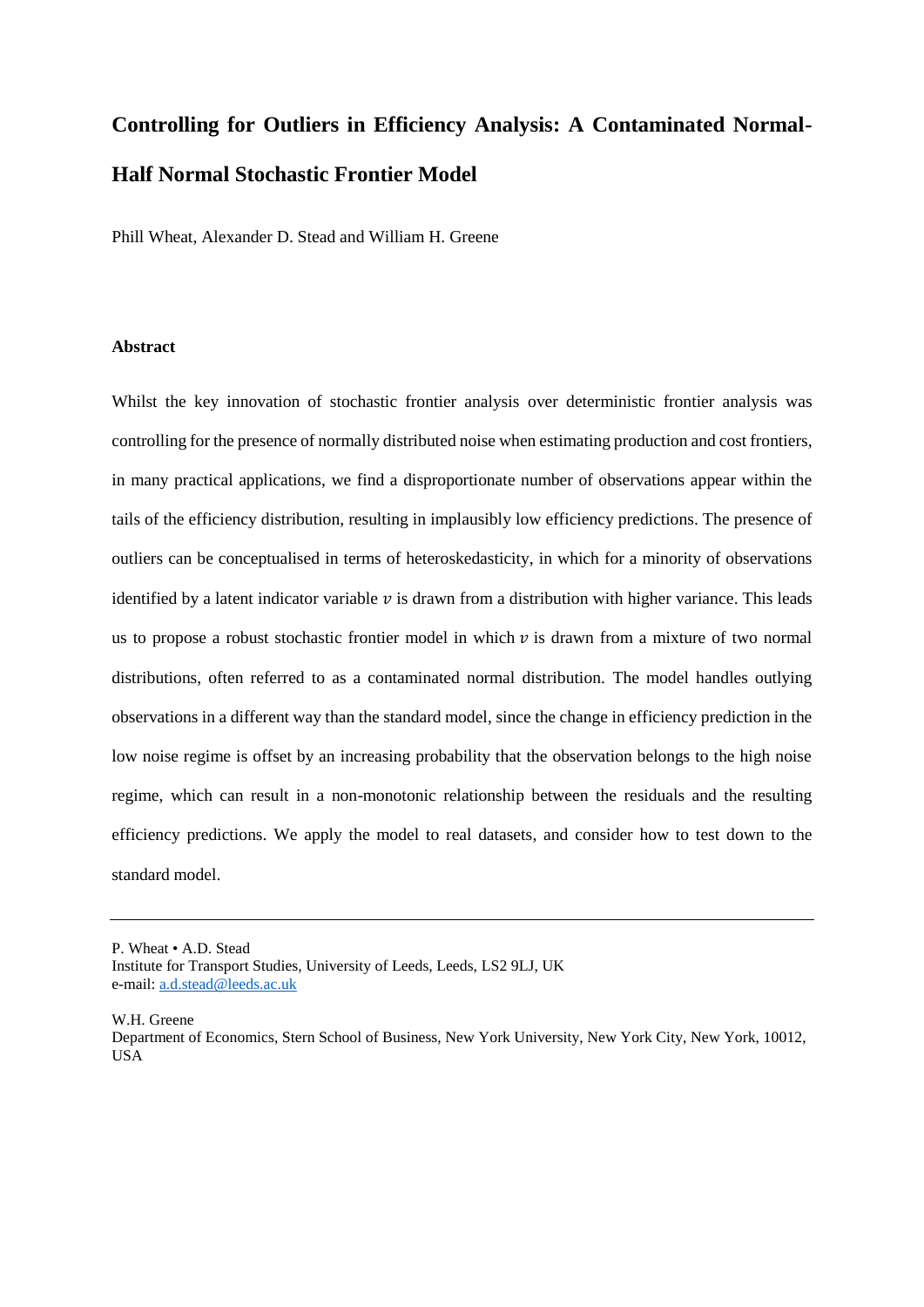# Controlling for Outliers in Efficiency Analysis: A Contaminated Normal-Half Normal Stochastic Frontier Model

Phill Wheat, Alexander D. Stead and William H. Greene

### Abstract

Whilst the key innovation of stochastic frontier analysis over deterministic frontier analysis was controlling for the presence of normally distributed noise when estimating production and cost frontiers, in many practical applications, we find a disproportionate number of observations appear within the tails of the efficiency distribution, resulting in implausibly low efficiency predictions. The presence of outliers can be conceptualised in terms of heteroskedasticity, in which for a minority of observations identified by a latent indicator variable $v$ is drawn from a distribution with higher variance. This leads us to propose a robust stochastic frontier model in which $v$ is drawn from a mixture of two normal distributions, often referred to as a contaminated normal distribution. The model handles outlying observations in a different way than the standard model, since the change in efficiency prediction in the low noise regime is offset by an increasing probability that the observation belongs to the high noise regime, which can result in a non-monotonic relationship between the residuals and the resulting efficiency predictions. We apply the model to real datasets, and consider how to test down to the standard model.

---

P. Wheat • A.D. Stead
Institute for Transport Studies, University of Leeds, Leeds, LS2 9LJ, UK
e-mail: a.d.stead@leeds.ac.uk

W.H. Greene
Department of Economics, Stern School of Business, New York University, New York City, New York, 10012, USA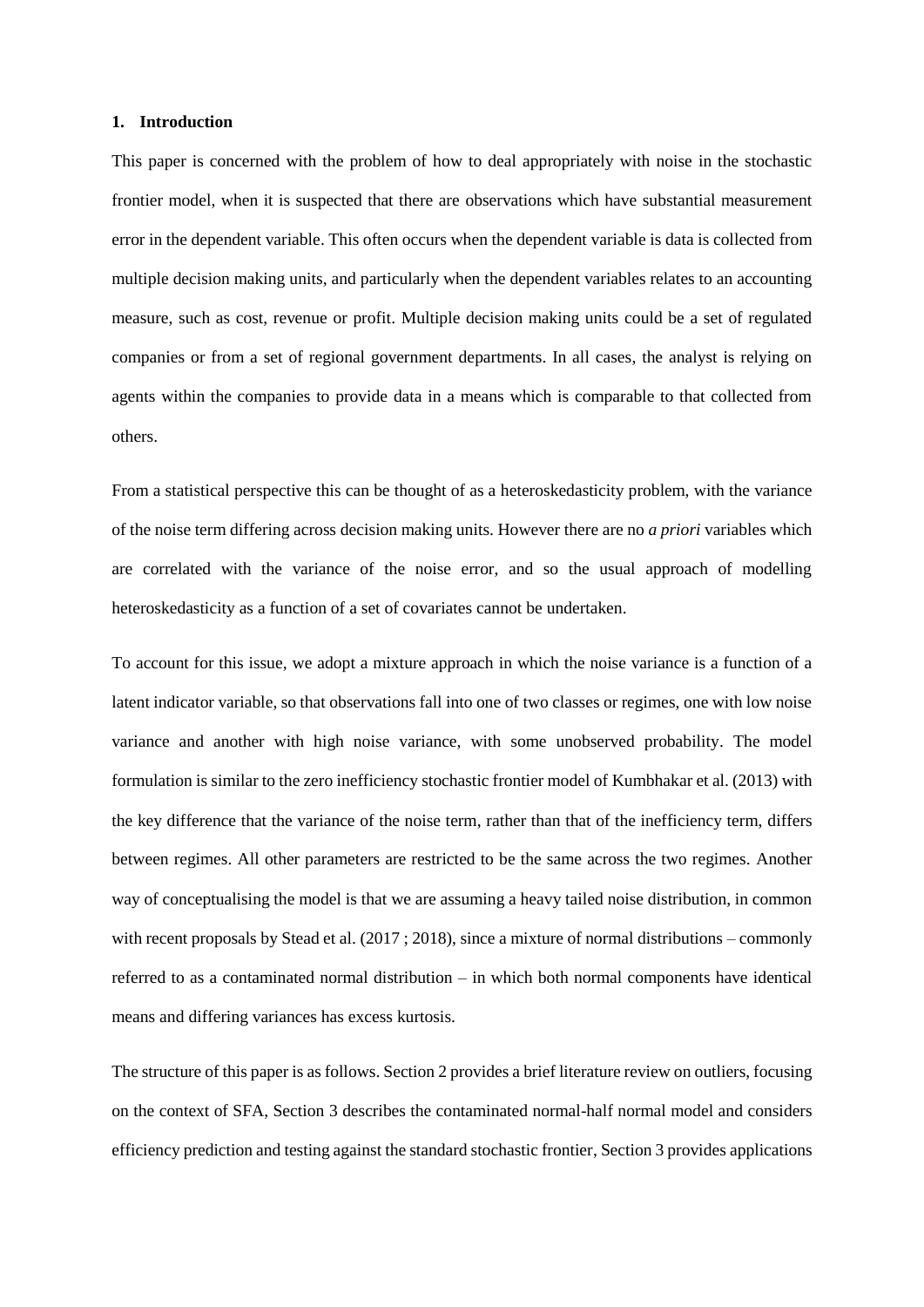## 1. Introduction

This paper is concerned with the problem of how to deal appropriately with noise in the stochastic frontier model, when it is suspected that there are observations which have substantial measurement error in the dependent variable. This often occurs when the dependent variable is data is collected from multiple decision making units, and particularly when the dependent variables relates to an accounting measure, such as cost, revenue or profit. Multiple decision making units could be a set of regulated companies or from a set of regional government departments. In all cases, the analyst is relying on agents within the companies to provide data in a means which is comparable to that collected from others.

From a statistical perspective this can be thought of as a heteroskedasticity problem, with the variance of the noise term differing across decision making units. However there are no *a priori* variables which are correlated with the variance of the noise error, and so the usual approach of modelling heteroskedasticity as a function of a set of covariates cannot be undertaken.

To account for this issue, we adopt a mixture approach in which the noise variance is a function of a latent indicator variable, so that observations fall into one of two classes or regimes, one with low noise variance and another with high noise variance, with some unobserved probability. The model formulation is similar to the zero inefficiency stochastic frontier model of Kumbhakar et al. (2013) with the key difference that the variance of the noise term, rather than that of the inefficiency term, differs between regimes. All other parameters are restricted to be the same across the two regimes. Another way of conceptualising the model is that we are assuming a heavy tailed noise distribution, in common with recent proposals by Stead et al. (2017 ; 2018), since a mixture of normal distributions – commonly referred to as a contaminated normal distribution – in which both normal components have identical means and differing variances has excess kurtosis.

The structure of this paper is as follows. Section 2 provides a brief literature review on outliers, focusing on the context of SFA, Section 3 describes the contaminated normal-half normal model and considers efficiency prediction and testing against the standard stochastic frontier, Section 3 provides applications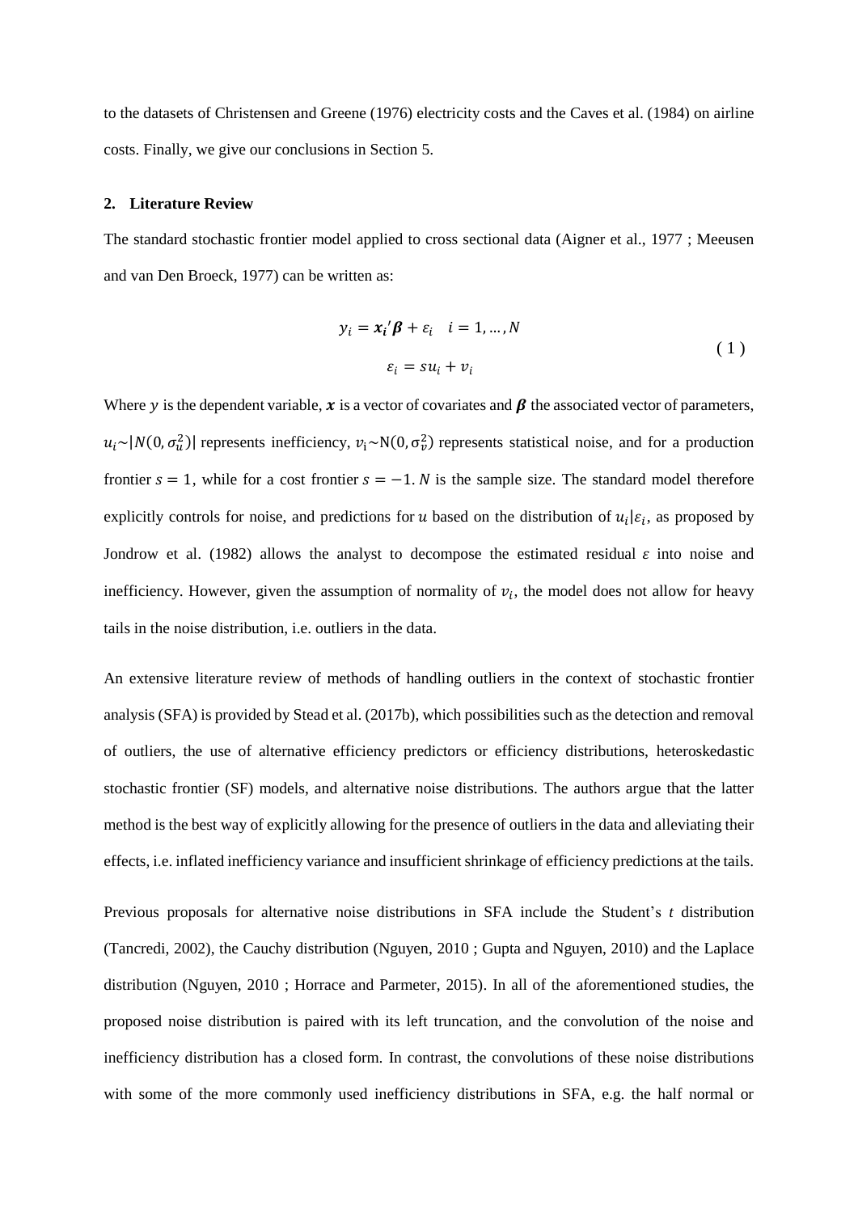to the datasets of Christensen and Greene (1976) electricity costs and the Caves et al. (1984) on airline costs. Finally, we give our conclusions in Section 5.

## 2. Literature Review

The standard stochastic frontier model applied to cross sectional data (Aigner et al., 1977 ; Meeusen and van Den Broeck, 1977) can be written as:

$$y_i = \boldsymbol{x_i}'\boldsymbol{\beta} + \varepsilon_i \quad i = 1, \dots, N$$
$$\varepsilon_i = su_i + v_i \tag{1}$$

Where $y$ is the dependent variable, $\boldsymbol{x}$ is a vector of covariates and $\boldsymbol{\beta}$ the associated vector of parameters, $u_i \sim |N(0, \sigma_u^2)|$ represents inefficiency, $v_i \sim \mathrm{N}(0, \sigma_v^2)$ represents statistical noise, and for a production frontier $s = 1$, while for a cost frontier $s = -1$. $N$ is the sample size. The standard model therefore explicitly controls for noise, and predictions for $u$ based on the distribution of $u_i|\varepsilon_i$, as proposed by Jondrow et al. (1982) allows the analyst to decompose the estimated residual $\varepsilon$ into noise and inefficiency. However, given the assumption of normality of $v_i$, the model does not allow for heavy tails in the noise distribution, i.e. outliers in the data.

An extensive literature review of methods of handling outliers in the context of stochastic frontier analysis (SFA) is provided by Stead et al. (2017b), which possibilities such as the detection and removal of outliers, the use of alternative efficiency predictors or efficiency distributions, heteroskedastic stochastic frontier (SF) models, and alternative noise distributions. The authors argue that the latter method is the best way of explicitly allowing for the presence of outliers in the data and alleviating their effects, i.e. inflated inefficiency variance and insufficient shrinkage of efficiency predictions at the tails.

Previous proposals for alternative noise distributions in SFA include the Student's *t* distribution (Tancredi, 2002), the Cauchy distribution (Nguyen, 2010 ; Gupta and Nguyen, 2010) and the Laplace distribution (Nguyen, 2010 ; Horrace and Parmeter, 2015). In all of the aforementioned studies, the proposed noise distribution is paired with its left truncation, and the convolution of the noise and inefficiency distribution has a closed form. In contrast, the convolutions of these noise distributions with some of the more commonly used inefficiency distributions in SFA, e.g. the half normal or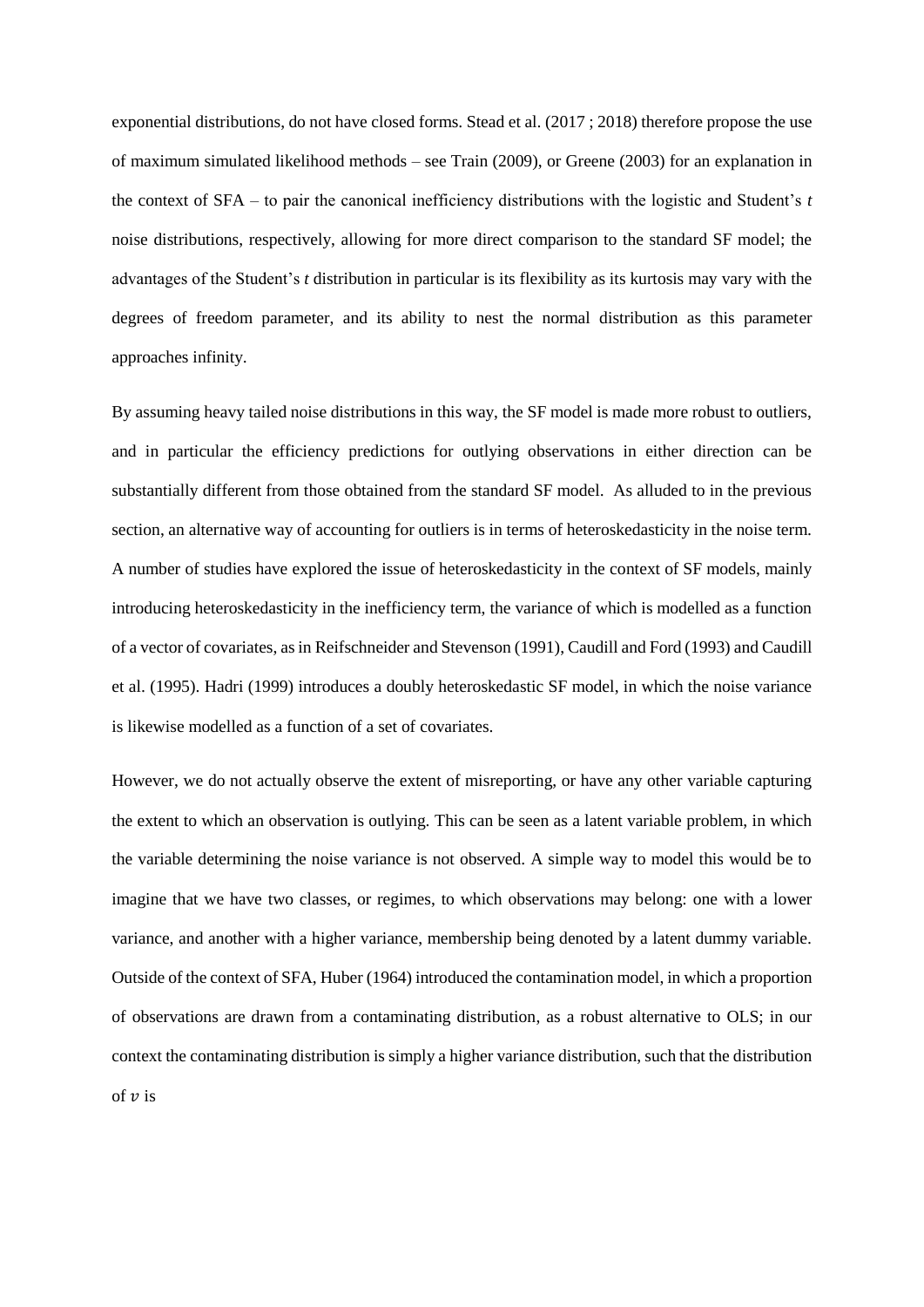exponential distributions, do not have closed forms. Stead et al. (2017 ; 2018) therefore propose the use of maximum simulated likelihood methods – see Train (2009), or Greene (2003) for an explanation in the context of SFA – to pair the canonical inefficiency distributions with the logistic and Student's *t* noise distributions, respectively, allowing for more direct comparison to the standard SF model; the advantages of the Student's *t* distribution in particular is its flexibility as its kurtosis may vary with the degrees of freedom parameter, and its ability to nest the normal distribution as this parameter approaches infinity.

By assuming heavy tailed noise distributions in this way, the SF model is made more robust to outliers, and in particular the efficiency predictions for outlying observations in either direction can be substantially different from those obtained from the standard SF model. As alluded to in the previous section, an alternative way of accounting for outliers is in terms of heteroskedasticity in the noise term. A number of studies have explored the issue of heteroskedasticity in the context of SF models, mainly introducing heteroskedasticity in the inefficiency term, the variance of which is modelled as a function of a vector of covariates, as in Reifschneider and Stevenson (1991), Caudill and Ford (1993) and Caudill et al. (1995). Hadri (1999) introduces a doubly heteroskedastic SF model, in which the noise variance is likewise modelled as a function of a set of covariates.

However, we do not actually observe the extent of misreporting, or have any other variable capturing the extent to which an observation is outlying. This can be seen as a latent variable problem, in which the variable determining the noise variance is not observed. A simple way to model this would be to imagine that we have two classes, or regimes, to which observations may belong: one with a lower variance, and another with a higher variance, membership being denoted by a latent dummy variable. Outside of the context of SFA, Huber (1964) introduced the contamination model, in which a proportion of observations are drawn from a contaminating distribution, as a robust alternative to OLS; in our context the contaminating distribution is simply a higher variance distribution, such that the distribution of $v$ is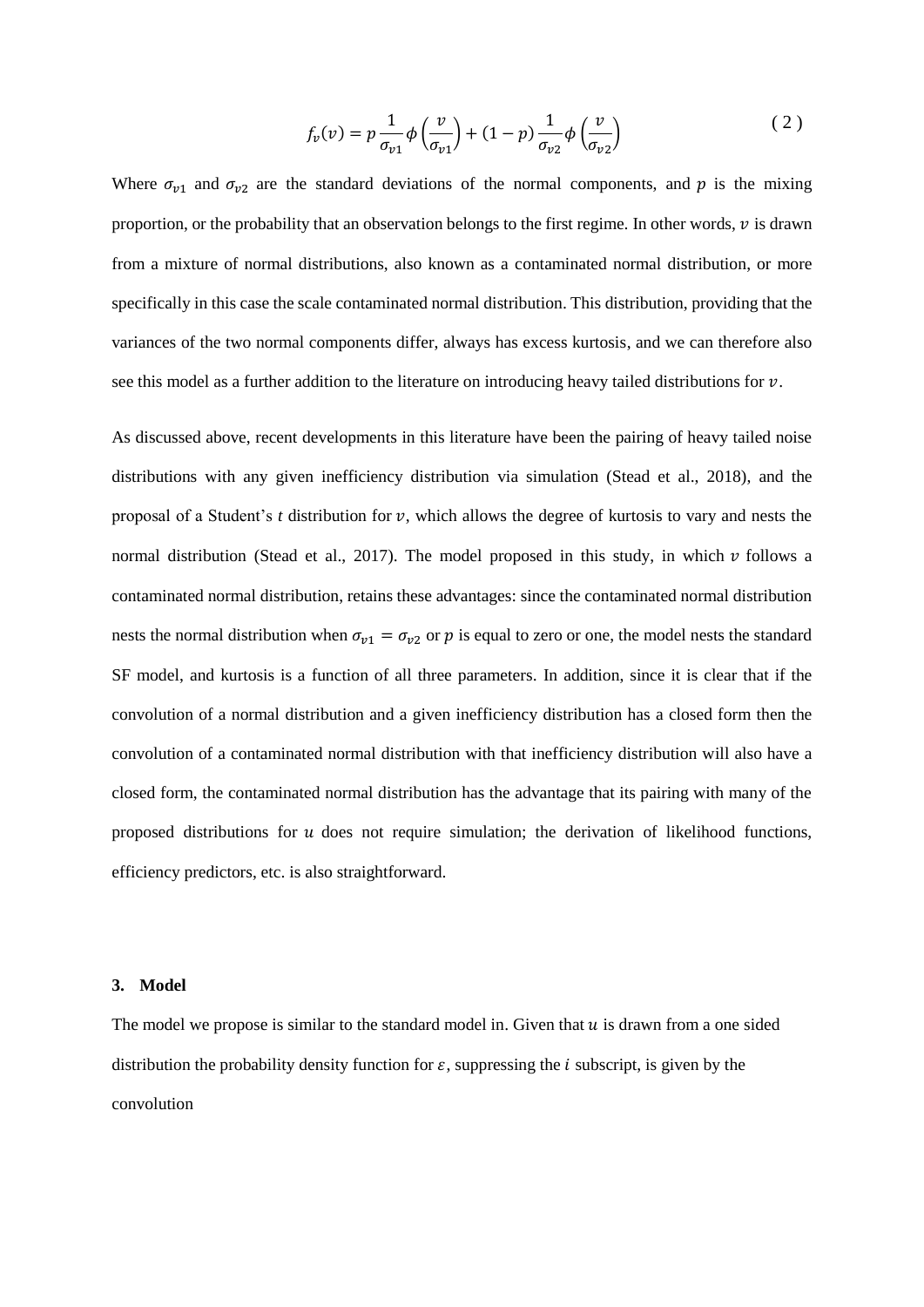$$f_v(v) = p\frac{1}{\sigma_{v1}}\phi\left(\frac{v}{\sigma_{v1}}\right) + (1-p)\frac{1}{\sigma_{v2}}\phi\left(\frac{v}{\sigma_{v2}}\right) \tag{2}$$

Where $\sigma_{v1}$ and $\sigma_{v2}$ are the standard deviations of the normal components, and $p$ is the mixing proportion, or the probability that an observation belongs to the first regime. In other words, $v$ is drawn from a mixture of normal distributions, also known as a contaminated normal distribution, or more specifically in this case the scale contaminated normal distribution. This distribution, providing that the variances of the two normal components differ, always has excess kurtosis, and we can therefore also see this model as a further addition to the literature on introducing heavy tailed distributions for $v$.

As discussed above, recent developments in this literature have been the pairing of heavy tailed noise distributions with any given inefficiency distribution via simulation (Stead et al., 2018), and the proposal of a Student's $t$ distribution for $v$, which allows the degree of kurtosis to vary and nests the normal distribution (Stead et al., 2017). The model proposed in this study, in which $v$ follows a contaminated normal distribution, retains these advantages: since the contaminated normal distribution nests the normal distribution when $\sigma_{v1} = \sigma_{v2}$ or $p$ is equal to zero or one, the model nests the standard SF model, and kurtosis is a function of all three parameters. In addition, since it is clear that if the convolution of a normal distribution and a given inefficiency distribution has a closed form then the convolution of a contaminated normal distribution with that inefficiency distribution will also have a closed form, the contaminated normal distribution has the advantage that its pairing with many of the proposed distributions for $u$ does not require simulation; the derivation of likelihood functions, efficiency predictors, etc. is also straightforward.

## 3. Model

The model we propose is similar to the standard model in. Given that $u$ is drawn from a one sided distribution the probability density function for $\varepsilon$, suppressing the $i$ subscript, is given by the convolution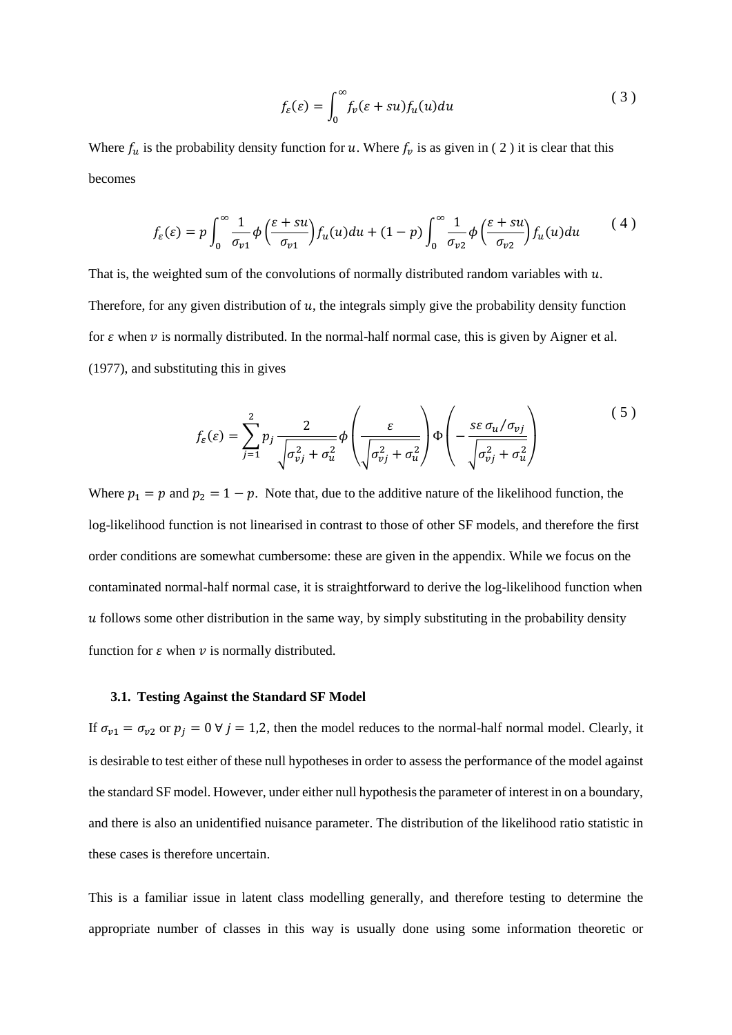$$f_{\varepsilon}(\varepsilon) = \int_{0}^{\infty} f_{v}(\varepsilon + su) f_{u}(u) du \tag{3}$$

Where $f_u$ is the probability density function for $u$. Where $f_v$ is as given in ( 2 ) it is clear that this becomes

$$f_{\varepsilon}(\varepsilon) = p \int_{0}^{\infty} \frac{1}{\sigma_{v1}} \phi\left(\frac{\varepsilon + su}{\sigma_{v1}}\right) f_{u}(u) du + (1-p) \int_{0}^{\infty} \frac{1}{\sigma_{v2}} \phi\left(\frac{\varepsilon + su}{\sigma_{v2}}\right) f_{u}(u) du \tag{4}$$

That is, the weighted sum of the convolutions of normally distributed random variables with $u$. Therefore, for any given distribution of $u$, the integrals simply give the probability density function for $\varepsilon$ when $v$ is normally distributed. In the normal-half normal case, this is given by Aigner et al. (1977), and substituting this in gives

$$f_{\varepsilon}(\varepsilon) = \sum_{j=1}^{2} p_j \frac{2}{\sqrt{\sigma_{vj}^2 + \sigma_u^2}} \phi\left(\frac{\varepsilon}{\sqrt{\sigma_{vj}^2 + \sigma_u^2}}\right) \Phi\left(-\frac{s\varepsilon\, \sigma_u / \sigma_{vj}}{\sqrt{\sigma_{vj}^2 + \sigma_u^2}}\right) \tag{5}$$

Where $p_1 = p$ and $p_2 = 1 - p$. Note that, due to the additive nature of the likelihood function, the log-likelihood function is not linearised in contrast to those of other SF models, and therefore the first order conditions are somewhat cumbersome: these are given in the appendix. While we focus on the contaminated normal-half normal case, it is straightforward to derive the log-likelihood function when $u$ follows some other distribution in the same way, by simply substituting in the probability density function for $\varepsilon$ when $v$ is normally distributed.

### 3.1. Testing Against the Standard SF Model

If $\sigma_{v1} = \sigma_{v2}$ or $p_j = 0 \; \forall \; j = 1,2$, then the model reduces to the normal-half normal model. Clearly, it is desirable to test either of these null hypotheses in order to assess the performance of the model against the standard SF model. However, under either null hypothesis the parameter of interest in on a boundary, and there is also an unidentified nuisance parameter. The distribution of the likelihood ratio statistic in these cases is therefore uncertain.

This is a familiar issue in latent class modelling generally, and therefore testing to determine the appropriate number of classes in this way is usually done using some information theoretic or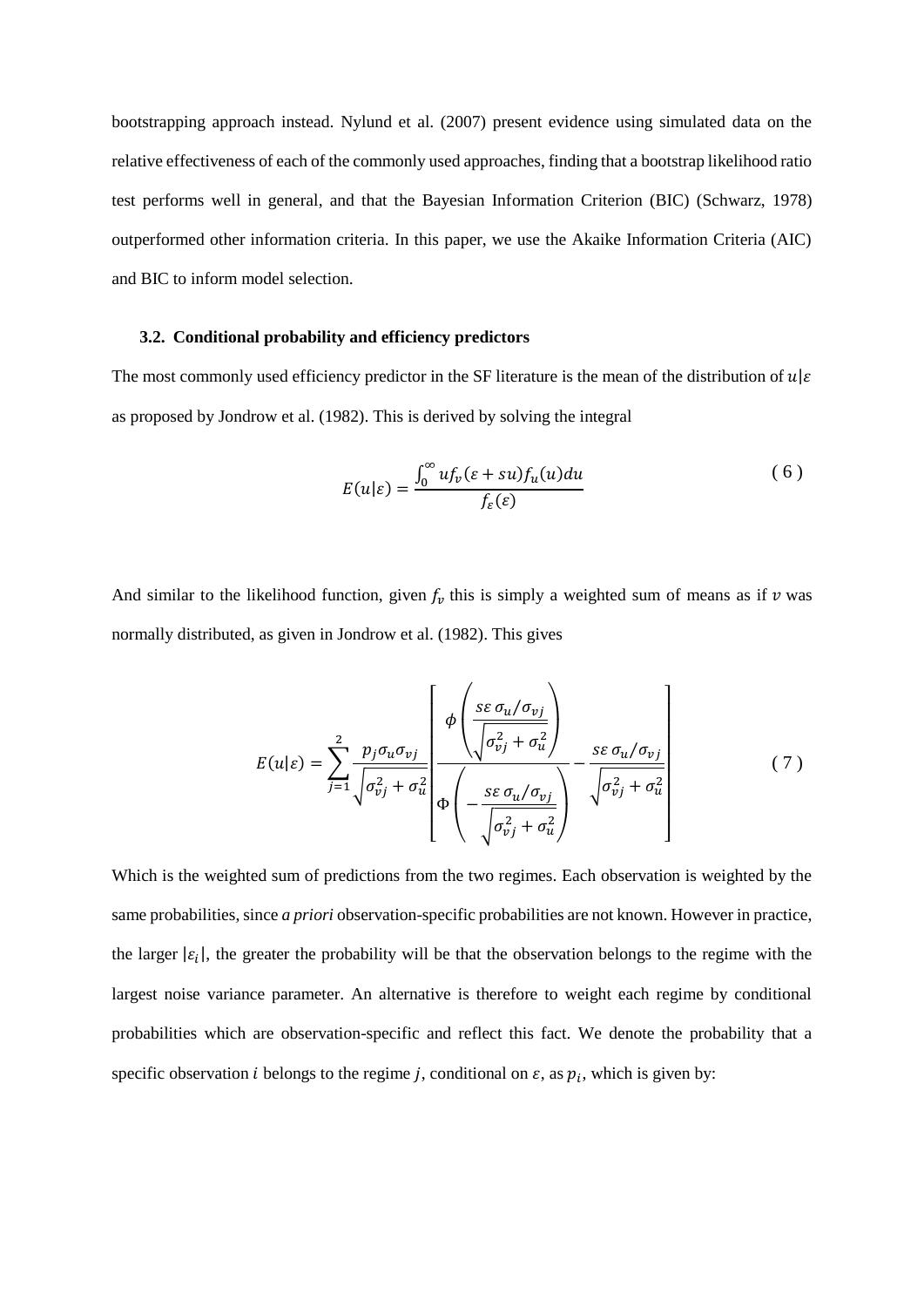bootstrapping approach instead. Nylund et al. (2007) present evidence using simulated data on the relative effectiveness of each of the commonly used approaches, finding that a bootstrap likelihood ratio test performs well in general, and that the Bayesian Information Criterion (BIC) (Schwarz, 1978) outperformed other information criteria. In this paper, we use the Akaike Information Criteria (AIC) and BIC to inform model selection.

### 3.2. Conditional probability and efficiency predictors

The most commonly used efficiency predictor in the SF literature is the mean of the distribution of $u|\varepsilon$ as proposed by Jondrow et al. (1982). This is derived by solving the integral

$$E(u|\varepsilon) = \frac{\int_0^\infty u f_v(\varepsilon + su) f_u(u) du}{f_\varepsilon(\varepsilon)} \tag{6}$$

And similar to the likelihood function, given $f_v$ this is simply a weighted sum of means as if $v$ was normally distributed, as given in Jondrow et al. (1982). This gives

$$E(u|\varepsilon) = \sum_{j=1}^{2} \frac{p_j \sigma_u \sigma_{vj}}{\sqrt{\sigma_{vj}^2 + \sigma_u^2}} \left[ \frac{\phi\left(\frac{s\varepsilon\, \sigma_u/\sigma_{vj}}{\sqrt{\sigma_{vj}^2 + \sigma_u^2}}\right)}{\Phi\left(-\frac{s\varepsilon\, \sigma_u/\sigma_{vj}}{\sqrt{\sigma_{vj}^2 + \sigma_u^2}}\right)} - \frac{s\varepsilon\, \sigma_u/\sigma_{vj}}{\sqrt{\sigma_{vj}^2 + \sigma_u^2}} \right] \tag{7}$$

Which is the weighted sum of predictions from the two regimes. Each observation is weighted by the same probabilities, since *a priori* observation-specific probabilities are not known. However in practice, the larger $|\varepsilon_i|$, the greater the probability will be that the observation belongs to the regime with the largest noise variance parameter. An alternative is therefore to weight each regime by conditional probabilities which are observation-specific and reflect this fact. We denote the probability that a specific observation $i$ belongs to the regime $j$, conditional on $\varepsilon$, as $p_i$, which is given by: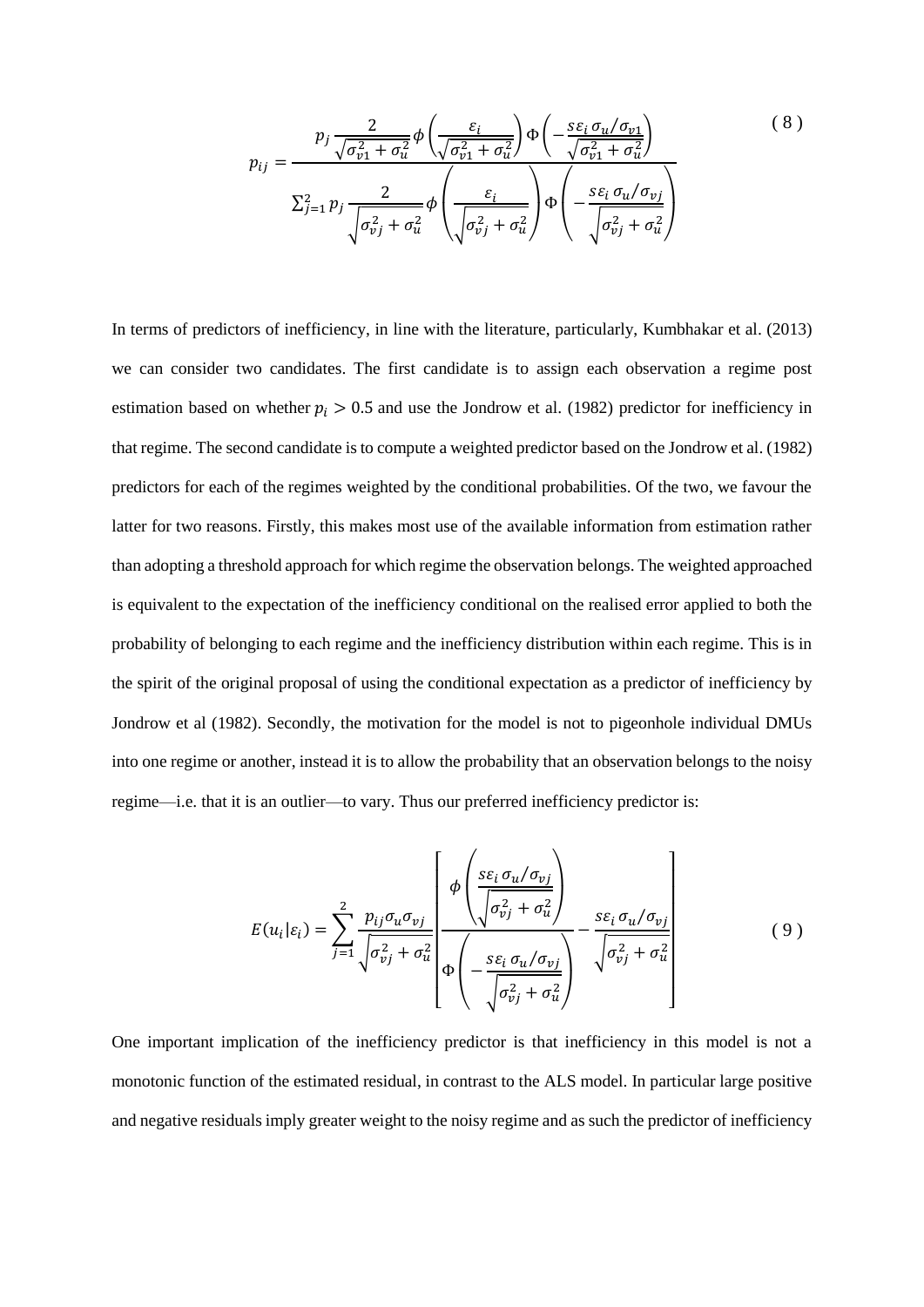$$p_{ij} = \frac{p_j \frac{2}{\sqrt{\sigma_{v1}^2 + \sigma_u^2}} \phi\left(\frac{\varepsilon_i}{\sqrt{\sigma_{v1}^2 + \sigma_u^2}}\right) \Phi\left(-\frac{s\varepsilon_i \, \sigma_u/\sigma_{v1}}{\sqrt{\sigma_{v1}^2 + \sigma_u^2}}\right)}{\sum_{j=1}^{2} p_j \frac{2}{\sqrt{\sigma_{vj}^2 + \sigma_u^2}} \phi\left(\frac{\varepsilon_i}{\sqrt{\sigma_{vj}^2 + \sigma_u^2}}\right) \Phi\left(-\frac{s\varepsilon_i \, \sigma_u/\sigma_{vj}}{\sqrt{\sigma_{vj}^2 + \sigma_u^2}}\right)} \tag{8}$$

In terms of predictors of inefficiency, in line with the literature, particularly, Kumbhakar et al. (2013) we can consider two candidates. The first candidate is to assign each observation a regime post estimation based on whether $p_i > 0.5$ and use the Jondrow et al. (1982) predictor for inefficiency in that regime. The second candidate is to compute a weighted predictor based on the Jondrow et al. (1982) predictors for each of the regimes weighted by the conditional probabilities. Of the two, we favour the latter for two reasons. Firstly, this makes most use of the available information from estimation rather than adopting a threshold approach for which regime the observation belongs. The weighted approached is equivalent to the expectation of the inefficiency conditional on the realised error applied to both the probability of belonging to each regime and the inefficiency distribution within each regime. This is in the spirit of the original proposal of using the conditional expectation as a predictor of inefficiency by Jondrow et al (1982). Secondly, the motivation for the model is not to pigeonhole individual DMUs into one regime or another, instead it is to allow the probability that an observation belongs to the noisy regime—i.e. that it is an outlier—to vary. Thus our preferred inefficiency predictor is:

$$E(u_i|\varepsilon_i) = \sum_{j=1}^{2} \frac{p_{ij}\sigma_u\sigma_{vj}}{\sqrt{\sigma_{vj}^2 + \sigma_u^2}} \left[ \frac{\phi\left(\frac{s\varepsilon_i \, \sigma_u/\sigma_{vj}}{\sqrt{\sigma_{vj}^2 + \sigma_u^2}}\right)}{\Phi\left(-\frac{s\varepsilon_i \, \sigma_u/\sigma_{vj}}{\sqrt{\sigma_{vj}^2 + \sigma_u^2}}\right)} - \frac{s\varepsilon_i \, \sigma_u/\sigma_{vj}}{\sqrt{\sigma_{vj}^2 + \sigma_u^2}} \right] \tag{9}$$

One important implication of the inefficiency predictor is that inefficiency in this model is not a monotonic function of the estimated residual, in contrast to the ALS model. In particular large positive and negative residuals imply greater weight to the noisy regime and as such the predictor of inefficiency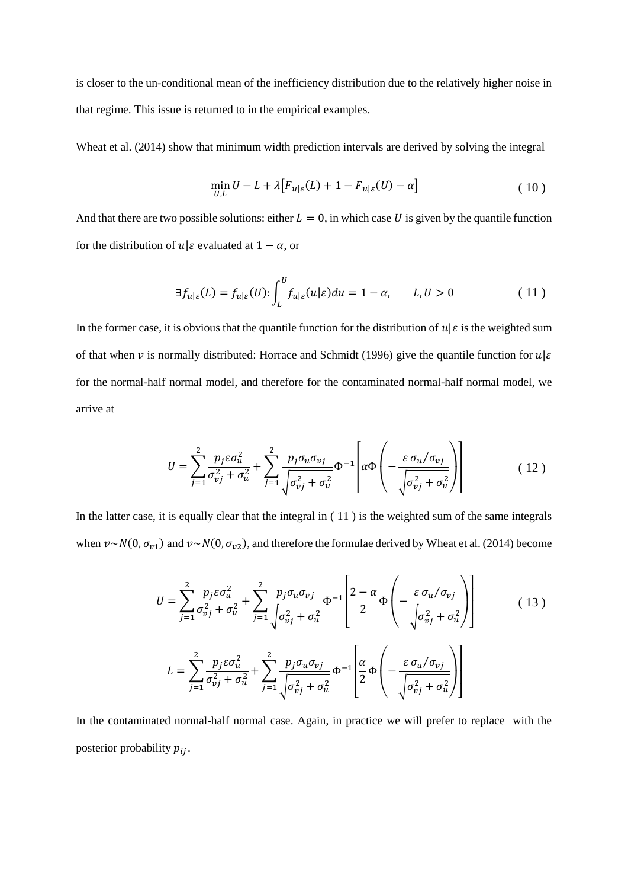is closer to the un-conditional mean of the inefficiency distribution due to the relatively higher noise in that regime. This issue is returned to in the empirical examples.

Wheat et al. (2014) show that minimum width prediction intervals are derived by solving the integral

$$\min_{U,L} U - L + \lambda\left[F_{u|\varepsilon}(L) + 1 - F_{u|\varepsilon}(U) - \alpha\right] \tag{10}$$

And that there are two possible solutions: either $L = 0$, in which case $U$ is given by the quantile function for the distribution of $u|\varepsilon$ evaluated at $1 - \alpha$, or

$$\exists f_{u|\varepsilon}(L) = f_{u|\varepsilon}(U): \int_L^U f_{u|\varepsilon}(u|\varepsilon)du = 1 - \alpha, \qquad L, U > 0 \tag{11}$$

In the former case, it is obvious that the quantile function for the distribution of $u|\varepsilon$ is the weighted sum of that when $v$ is normally distributed: Horrace and Schmidt (1996) give the quantile function for $u|\varepsilon$ for the normal-half normal model, and therefore for the contaminated normal-half normal model, we arrive at

$$U = \sum_{j=1}^{2} \frac{p_j \varepsilon \sigma_u^2}{\sigma_{vj}^2 + \sigma_u^2} + \sum_{j=1}^{2} \frac{p_j \sigma_u \sigma_{vj}}{\sqrt{\sigma_{vj}^2 + \sigma_u^2}} \Phi^{-1}\left[\alpha \Phi\left(-\frac{\varepsilon\, \sigma_u/\sigma_{vj}}{\sqrt{\sigma_{vj}^2 + \sigma_u^2}}\right)\right] \tag{12}$$

In the latter case, it is equally clear that the integral in ( 11 ) is the weighted sum of the same integrals when $v \sim N(0, \sigma_{v1})$ and $v \sim N(0, \sigma_{v2})$, and therefore the formulae derived by Wheat et al. (2014) become

$$U = \sum_{j=1}^{2} \frac{p_j \varepsilon \sigma_u^2}{\sigma_{vj}^2 + \sigma_u^2} + \sum_{j=1}^{2} \frac{p_j \sigma_u \sigma_{vj}}{\sqrt{\sigma_{vj}^2 + \sigma_u^2}} \Phi^{-1}\left[\frac{2-\alpha}{2} \Phi\left(-\frac{\varepsilon\, \sigma_u/\sigma_{vj}}{\sqrt{\sigma_{vj}^2 + \sigma_u^2}}\right)\right] \tag{13}$$

$$L = \sum_{j=1}^{2} \frac{p_j \varepsilon \sigma_u^2}{\sigma_{vj}^2 + \sigma_u^2} + \sum_{j=1}^{2} \frac{p_j \sigma_u \sigma_{vj}}{\sqrt{\sigma_{vj}^2 + \sigma_u^2}} \Phi^{-1}\left[\frac{\alpha}{2} \Phi\left(-\frac{\varepsilon\, \sigma_u/\sigma_{vj}}{\sqrt{\sigma_{vj}^2 + \sigma_u^2}}\right)\right]$$

In the contaminated normal-half normal case. Again, in practice we will prefer to replace  with the posterior probability $p_{ij}$.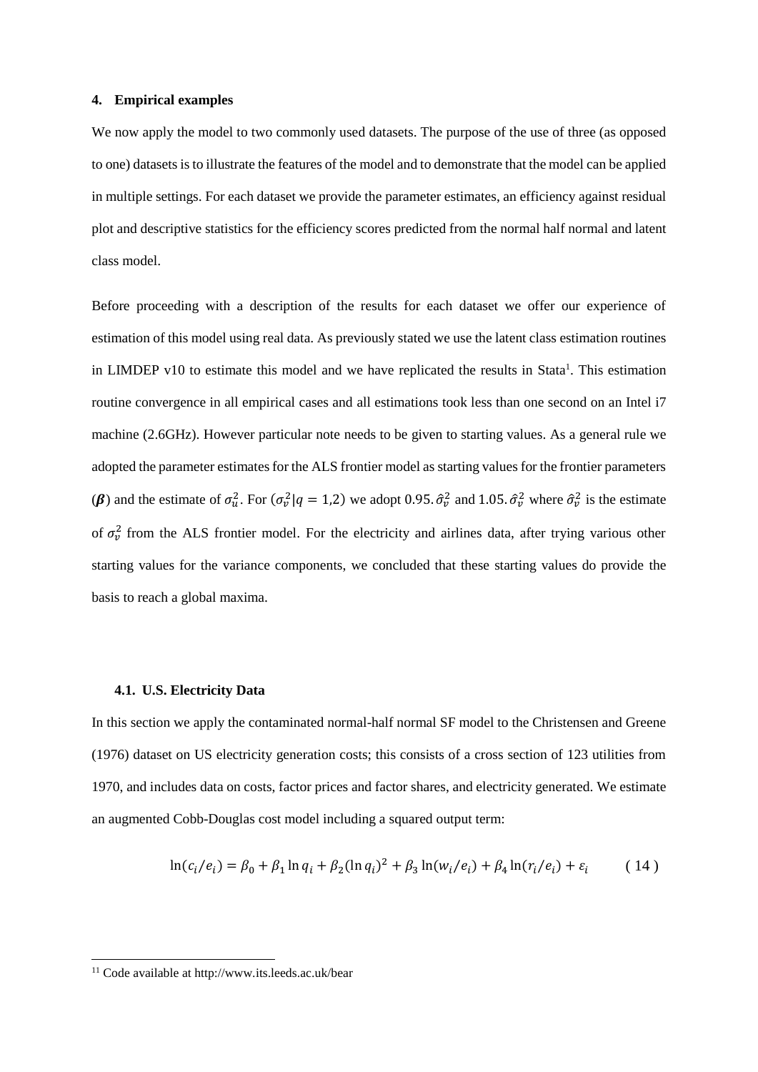## 4. Empirical examples

We now apply the model to two commonly used datasets. The purpose of the use of three (as opposed to one) datasets is to illustrate the features of the model and to demonstrate that the model can be applied in multiple settings. For each dataset we provide the parameter estimates, an efficiency against residual plot and descriptive statistics for the efficiency scores predicted from the normal half normal and latent class model.

Before proceeding with a description of the results for each dataset we offer our experience of estimation of this model using real data. As previously stated we use the latent class estimation routines in LIMDEP v10 to estimate this model and we have replicated the results in Stata[1]. This estimation routine convergence in all empirical cases and all estimations took less than one second on an Intel i7 machine (2.6GHz). However particular note needs to be given to starting values. As a general rule we adopted the parameter estimates for the ALS frontier model as starting values for the frontier parameters ($\boldsymbol{\beta}$) and the estimate of $\sigma_u^2$. For $(\sigma_v^2|q = 1,2)$ we adopt $0.95.\hat{\sigma}_v^2$ and $1.05.\hat{\sigma}_v^2$ where $\hat{\sigma}_v^2$ is the estimate of $\sigma_v^2$ from the ALS frontier model. For the electricity and airlines data, after trying various other starting values for the variance components, we concluded that these starting values do provide the basis to reach a global maxima.

### 4.1. U.S. Electricity Data

In this section we apply the contaminated normal-half normal SF model to the Christensen and Greene (1976) dataset on US electricity generation costs; this consists of a cross section of 123 utilities from 1970, and includes data on costs, factor prices and factor shares, and electricity generated. We estimate an augmented Cobb-Douglas cost model including a squared output term:

$$\ln(c_i/e_i) = \beta_0 + \beta_1 \ln q_i + \beta_2 (\ln q_i)^2 + \beta_3 \ln(w_i/e_i) + \beta_4 \ln(r_i/e_i) + \varepsilon_i \qquad (14)$$

---

[11] Code available at http://www.its.leeds.ac.uk/bear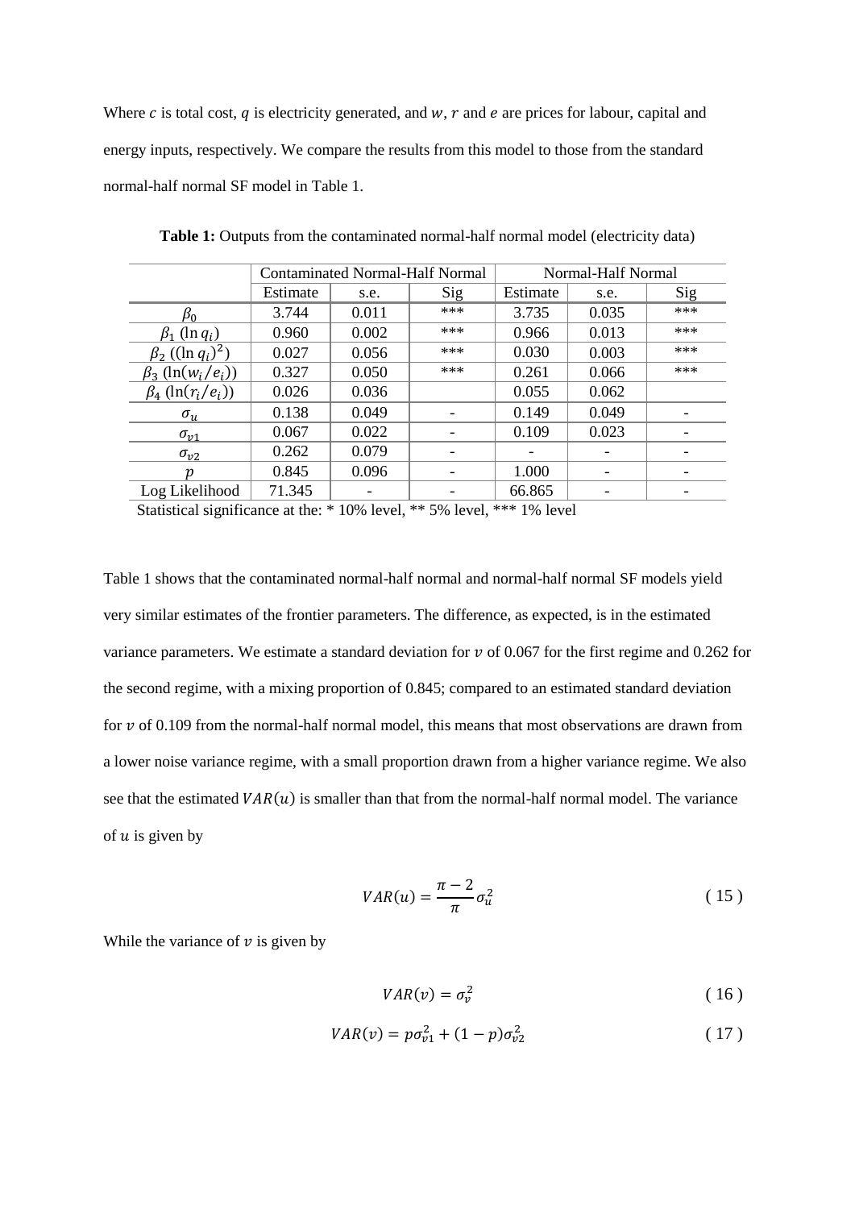Where $c$ is total cost, $q$ is electricity generated, and $w$, $r$ and $e$ are prices for labour, capital and energy inputs, respectively. We compare the results from this model to those from the standard normal-half normal SF model in Table 1.

**Table 1:** Outputs from the contaminated normal-half normal model (electricity data)

| | Contaminated Normal-Half Normal | | | Normal-Half Normal | | |
|---|---|---|---|---|---|---|
| | Estimate | s.e. | Sig | Estimate | s.e. | Sig |
| $\beta_0$ | 3.744 | 0.011 | *** | 3.735 | 0.035 | *** |
| $\beta_1$ ($\ln q_i$) | 0.960 | 0.002 | *** | 0.966 | 0.013 | *** |
| $\beta_2$ ($(\ln q_i)^2$) | 0.027 | 0.056 | *** | 0.030 | 0.003 | *** |
| $\beta_3$ ($\ln(w_i/e_i)$) | 0.327 | 0.050 | *** | 0.261 | 0.066 | *** |
| $\beta_4$ ($\ln(r_i/e_i)$) | 0.026 | 0.036 | | 0.055 | 0.062 | |
| $\sigma_u$ | 0.138 | 0.049 | - | 0.149 | 0.049 | - |
| $\sigma_{v1}$ | 0.067 | 0.022 | - | 0.109 | 0.023 | - |
| $\sigma_{v2}$ | 0.262 | 0.079 | - | - | - | - |
| $p$ | 0.845 | 0.096 | - | 1.000 | - | - |
| Log Likelihood | 71.345 | - | - | 66.865 | - | - |

Statistical significance at the: * 10% level, ** 5% level, *** 1% level

Table 1 shows that the contaminated normal-half normal and normal-half normal SF models yield very similar estimates of the frontier parameters. The difference, as expected, is in the estimated variance parameters. We estimate a standard deviation for $v$ of 0.067 for the first regime and 0.262 for the second regime, with a mixing proportion of 0.845; compared to an estimated standard deviation for $v$ of 0.109 from the normal-half normal model, this means that most observations are drawn from a lower noise variance regime, with a small proportion drawn from a higher variance regime. We also see that the estimated $VAR(u)$ is smaller than that from the normal-half normal model. The variance of $u$ is given by

$$VAR(u) = \frac{\pi - 2}{\pi}\sigma_u^2 \tag{15}$$

While the variance of $v$ is given by

$$VAR(v) = \sigma_v^2 \tag{16}$$

$$VAR(v) = p\sigma_{v1}^2 + (1-p)\sigma_{v2}^2 \tag{17}$$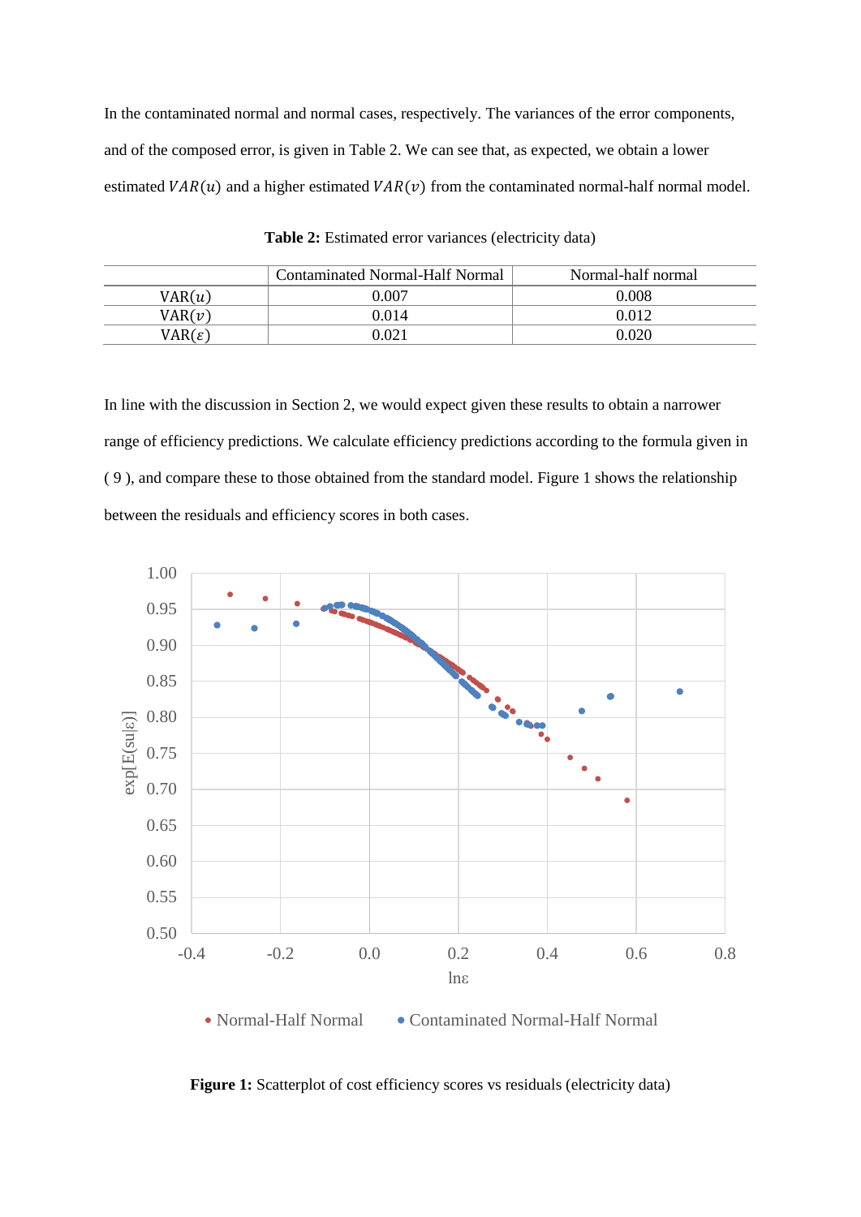In the contaminated normal and normal cases, respectively. The variances of the error components, and of the composed error, is given in Table 2. We can see that, as expected, we obtain a lower estimated $VAR(u)$ and a higher estimated $VAR(v)$ from the contaminated normal-half normal model.

**Table 2:** Estimated error variances (electricity data)

| | Contaminated Normal-Half Normal | Normal-half normal |
|---|---|---|
| VAR($u$) | 0.007 | 0.008 |
| VAR($v$) | 0.014 | 0.012 |
| VAR($\varepsilon$) | 0.021 | 0.020 |

In line with the discussion in Section 2, we would expect given these results to obtain a narrower range of efficiency predictions. We calculate efficiency predictions according to the formula given in ( 9 ), and compare these to those obtained from the standard model. Figure 1 shows the relationship between the residuals and efficiency scores in both cases.

**Figure 1:** Scatterplot of cost efficiency scores vs residuals (electricity data)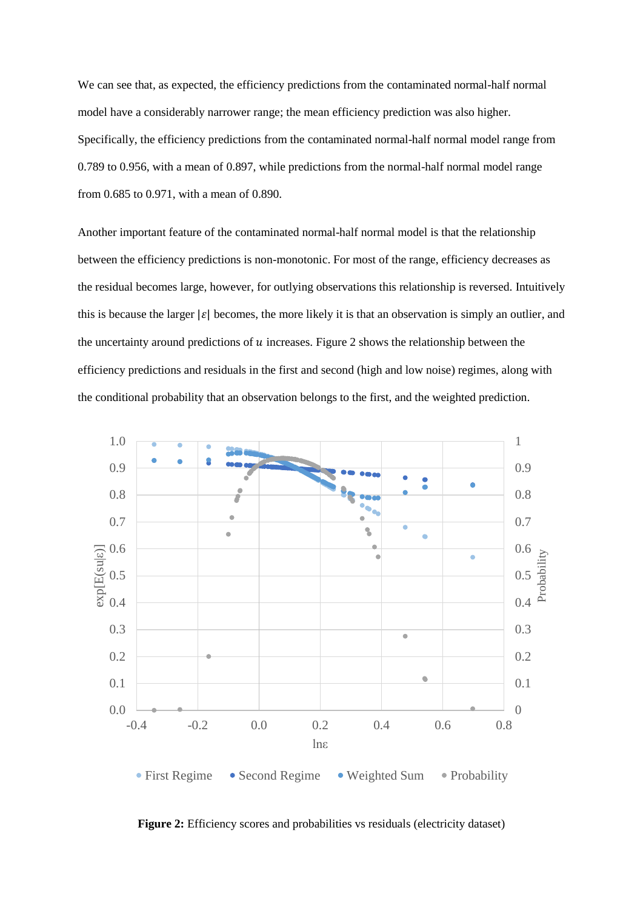We can see that, as expected, the efficiency predictions from the contaminated normal-half normal model have a considerably narrower range; the mean efficiency prediction was also higher. Specifically, the efficiency predictions from the contaminated normal-half normal model range from 0.789 to 0.956, with a mean of 0.897, while predictions from the normal-half normal model range from 0.685 to 0.971, with a mean of 0.890.

Another important feature of the contaminated normal-half normal model is that the relationship between the efficiency predictions is non-monotonic. For most of the range, efficiency decreases as the residual becomes large, however, for outlying observations this relationship is reversed. Intuitively this is because the larger $|\varepsilon|$ becomes, the more likely it is that an observation is simply an outlier, and the uncertainty around predictions of $u$ increases. Figure 2 shows the relationship between the efficiency predictions and residuals in the first and second (high and low noise) regimes, along with the conditional probability that an observation belongs to the first, and the weighted prediction.

**Figure 2:** Efficiency scores and probabilities vs residuals (electricity dataset)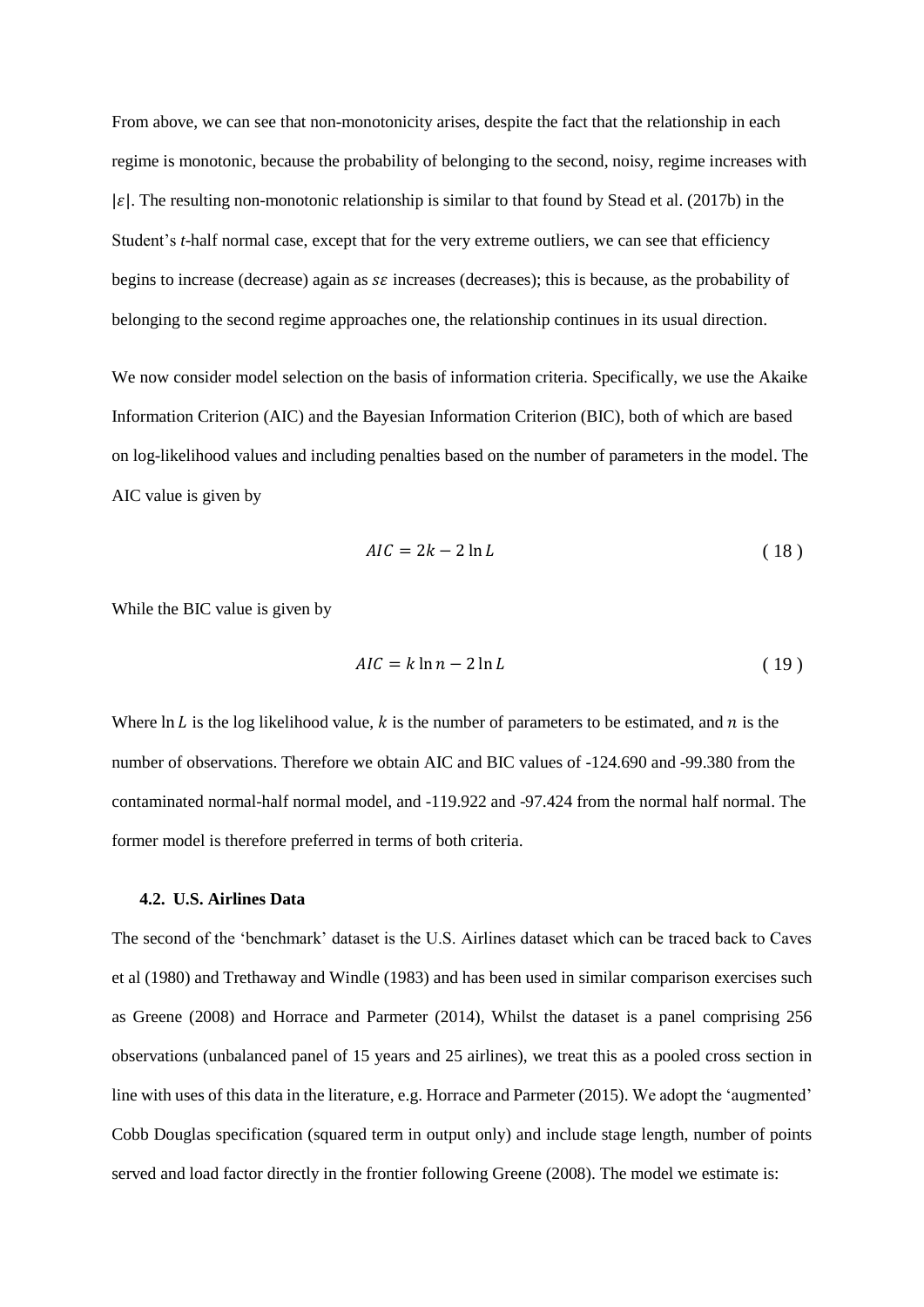From above, we can see that non-monotonicity arises, despite the fact that the relationship in each regime is monotonic, because the probability of belonging to the second, noisy, regime increases with $|\varepsilon|$. The resulting non-monotonic relationship is similar to that found by Stead et al. (2017b) in the Student's *t*-half normal case, except that for the very extreme outliers, we can see that efficiency begins to increase (decrease) again as $s\varepsilon$ increases (decreases); this is because, as the probability of belonging to the second regime approaches one, the relationship continues in its usual direction.

We now consider model selection on the basis of information criteria. Specifically, we use the Akaike Information Criterion (AIC) and the Bayesian Information Criterion (BIC), both of which are based on log-likelihood values and including penalties based on the number of parameters in the model. The AIC value is given by

$$AIC = 2k - 2\ln L \tag{18}$$

While the BIC value is given by

$$AIC = k\ln n - 2\ln L \tag{19}$$

Where $\ln L$ is the log likelihood value, $k$ is the number of parameters to be estimated, and $n$ is the number of observations. Therefore we obtain AIC and BIC values of -124.690 and -99.380 from the contaminated normal-half normal model, and -119.922 and -97.424 from the normal half normal. The former model is therefore preferred in terms of both criteria.

### 4.2. U.S. Airlines Data

The second of the 'benchmark' dataset is the U.S. Airlines dataset which can be traced back to Caves et al (1980) and Trethaway and Windle (1983) and has been used in similar comparison exercises such as Greene (2008) and Horrace and Parmeter (2014), Whilst the dataset is a panel comprising 256 observations (unbalanced panel of 15 years and 25 airlines), we treat this as a pooled cross section in line with uses of this data in the literature, e.g. Horrace and Parmeter (2015). We adopt the 'augmented' Cobb Douglas specification (squared term in output only) and include stage length, number of points served and load factor directly in the frontier following Greene (2008). The model we estimate is: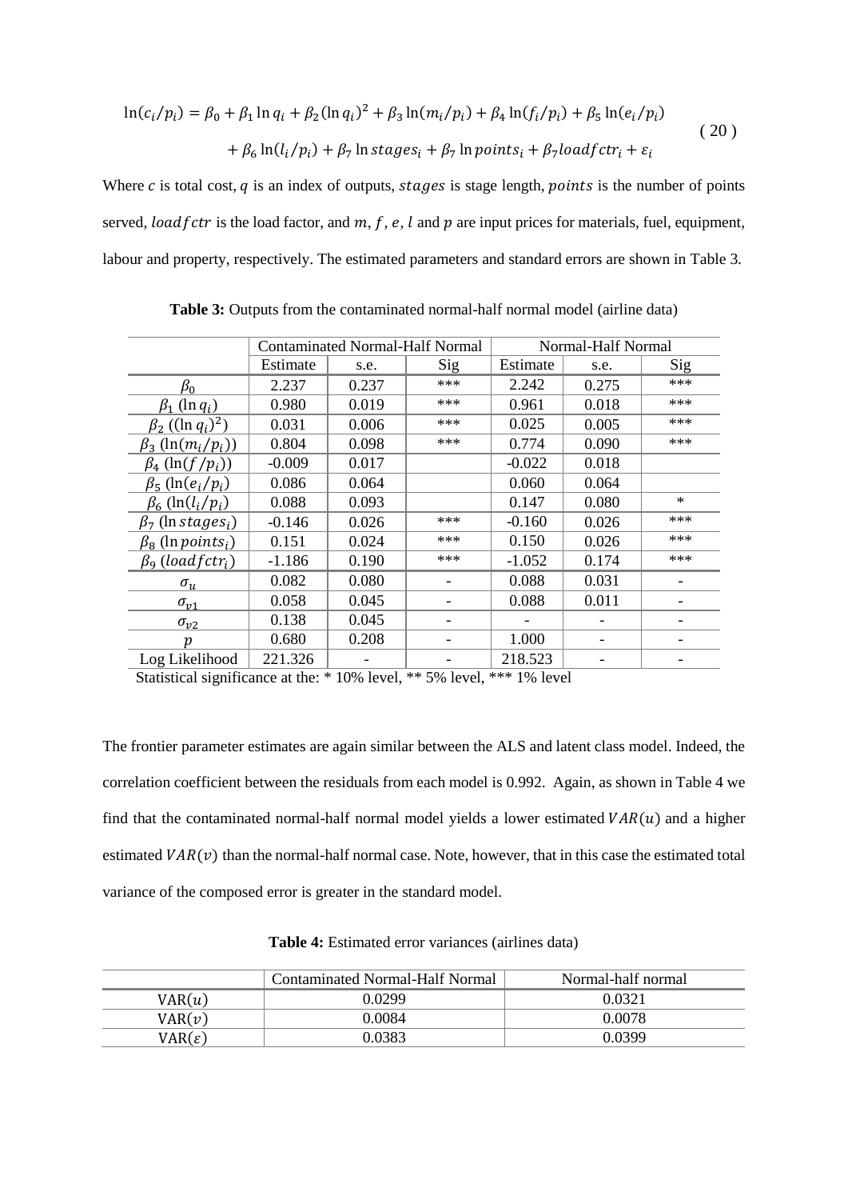$$
\begin{aligned}
\ln(c_i/p_i) = {} & \beta_0 + \beta_1 \ln q_i + \beta_2 (\ln q_i)^2 + \beta_3 \ln(m_i/p_i) + \beta_4 \ln(f_i/p_i) + \beta_5 \ln(e_i/p_i) \\
& + \beta_6 \ln(l_i/p_i) + \beta_7 \ln stages_i + \beta_7 \ln points_i + \beta_7 loadfctr_i + \varepsilon_i
\end{aligned} \tag{20}
$$

Where $c$ is total cost, $q$ is an index of outputs, $stages$ is stage length, $points$ is the number of points served, $loadfctr$ is the load factor, and $m$, $f$, $e$, $l$ and $p$ are input prices for materials, fuel, equipment, labour and property, respectively. The estimated parameters and standard errors are shown in Table 3.

**Table 3:** Outputs from the contaminated normal-half normal model (airline data)

| | Contaminated Normal-Half Normal | | | Normal-Half Normal | | |
|---|---|---|---|---|---|---|
| | Estimate | s.e. | Sig | Estimate | s.e. | Sig |
| $\beta_0$ | 2.237 | 0.237 | *** | 2.242 | 0.275 | *** |
| $\beta_1$ ($\ln q_i$) | 0.980 | 0.019 | *** | 0.961 | 0.018 | *** |
| $\beta_2$ ($(\ln q_i)^2$) | 0.031 | 0.006 | *** | 0.025 | 0.005 | *** |
| $\beta_3$ ($\ln(m_i/p_i)$) | 0.804 | 0.098 | *** | 0.774 | 0.090 | *** |
| $\beta_4$ ($\ln(f/p_i)$) | -0.009 | 0.017 | | -0.022 | 0.018 | |
| $\beta_5$ ($\ln(e_i/p_i)$ | 0.086 | 0.064 | | 0.060 | 0.064 | |
| $\beta_6$ ($\ln(l_i/p_i)$ | 0.088 | 0.093 | | 0.147 | 0.080 | * |
| $\beta_7$ ($\ln stages_i$) | -0.146 | 0.026 | *** | -0.160 | 0.026 | *** |
| $\beta_8$ ($\ln points_i$) | 0.151 | 0.024 | *** | 0.150 | 0.026 | *** |
| $\beta_9$ ($loadfctr_i$) | -1.186 | 0.190 | *** | -1.052 | 0.174 | *** |
| $\sigma_u$ | 0.082 | 0.080 | - | 0.088 | 0.031 | - |
| $\sigma_{v1}$ | 0.058 | 0.045 | - | 0.088 | 0.011 | - |
| $\sigma_{v2}$ | 0.138 | 0.045 | - | - | - | - |
| $p$ | 0.680 | 0.208 | - | 1.000 | - | - |
| Log Likelihood | 221.326 | - | - | 218.523 | - | - |

Statistical significance at the: * 10% level, ** 5% level, *** 1% level

The frontier parameter estimates are again similar between the ALS and latent class model. Indeed, the correlation coefficient between the residuals from each model is 0.992. Again, as shown in Table 4 we find that the contaminated normal-half normal model yields a lower estimated $VAR(u)$ and a higher estimated $VAR(v)$ than the normal-half normal case. Note, however, that in this case the estimated total variance of the composed error is greater in the standard model.

**Table 4:** Estimated error variances (airlines data)

| | Contaminated Normal-Half Normal | Normal-half normal |
|---|---|---|
| $\text{VAR}(u)$ | 0.0299 | 0.0321 |
| $\text{VAR}(v)$ | 0.0084 | 0.0078 |
| $\text{VAR}(\varepsilon)$ | 0.0383 | 0.0399 |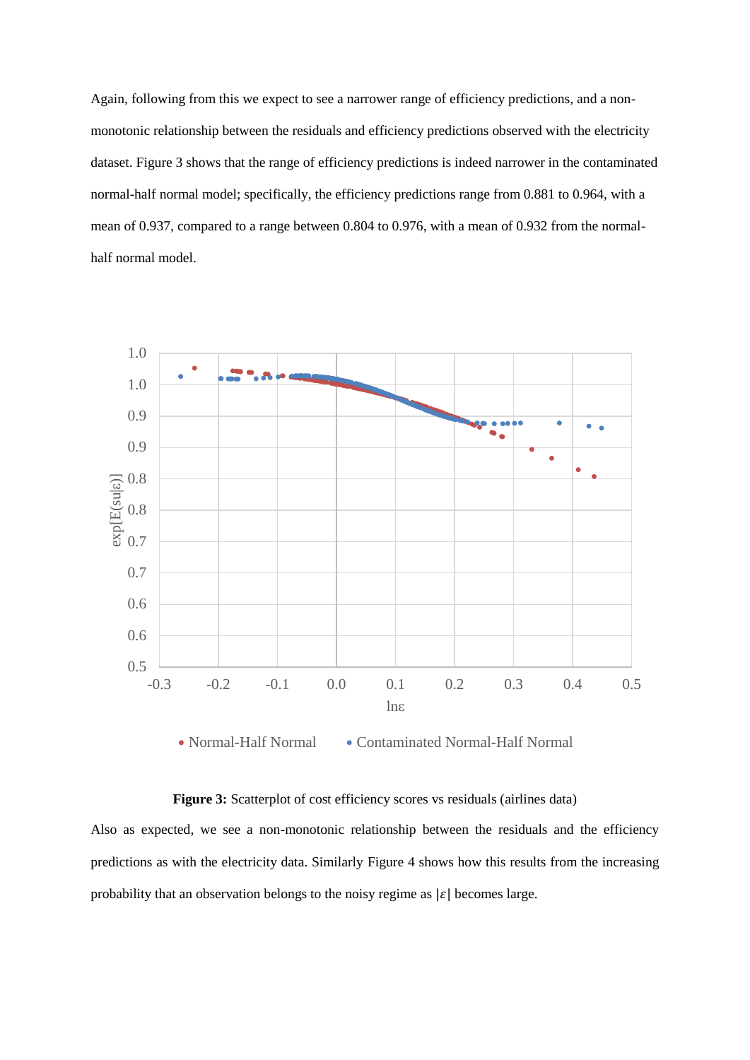Again, following from this we expect to see a narrower range of efficiency predictions, and a non-monotonic relationship between the residuals and efficiency predictions observed with the electricity dataset. Figure 3 shows that the range of efficiency predictions is indeed narrower in the contaminated normal-half normal model; specifically, the efficiency predictions range from 0.881 to 0.964, with a mean of 0.937, compared to a range between 0.804 to 0.976, with a mean of 0.932 from the normal-half normal model.

**Figure 3:** Scatterplot of cost efficiency scores vs residuals (airlines data)

Also as expected, we see a non-monotonic relationship between the residuals and the efficiency predictions as with the electricity data. Similarly Figure 4 shows how this results from the increasing probability that an observation belongs to the noisy regime as $|\varepsilon|$ becomes large.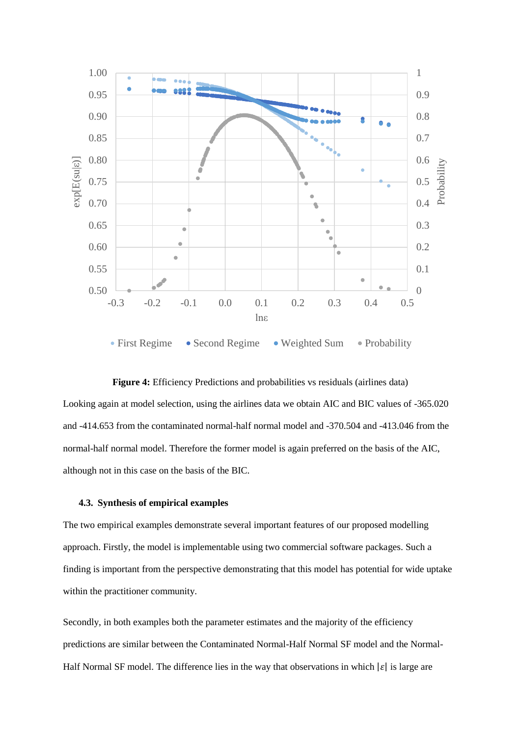**Figure 4:** Efficiency Predictions and probabilities vs residuals (airlines data)

Looking again at model selection, using the airlines data we obtain AIC and BIC values of -365.020 and -414.653 from the contaminated normal-half normal model and -370.504 and -413.046 from the normal-half normal model. Therefore the former model is again preferred on the basis of the AIC, although not in this case on the basis of the BIC.

### 4.3. Synthesis of empirical examples

The two empirical examples demonstrate several important features of our proposed modelling approach. Firstly, the model is implementable using two commercial software packages. Such a finding is important from the perspective demonstrating that this model has potential for wide uptake within the practitioner community.

Secondly, in both examples both the parameter estimates and the majority of the efficiency predictions are similar between the Contaminated Normal-Half Normal SF model and the Normal-Half Normal SF model. The difference lies in the way that observations in which $|\varepsilon|$ is large are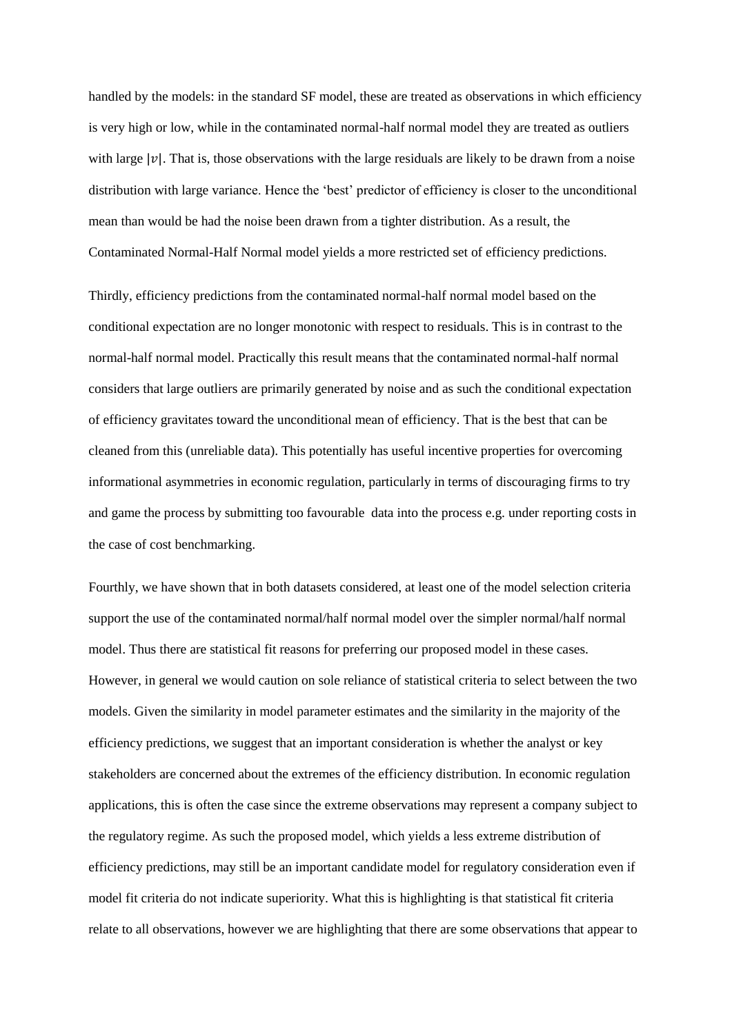handled by the models: in the standard SF model, these are treated as observations in which efficiency is very high or low, while in the contaminated normal-half normal model they are treated as outliers with large $|v|$. That is, those observations with the large residuals are likely to be drawn from a noise distribution with large variance. Hence the 'best' predictor of efficiency is closer to the unconditional mean than would be had the noise been drawn from a tighter distribution. As a result, the Contaminated Normal-Half Normal model yields a more restricted set of efficiency predictions.

Thirdly, efficiency predictions from the contaminated normal-half normal model based on the conditional expectation are no longer monotonic with respect to residuals. This is in contrast to the normal-half normal model. Practically this result means that the contaminated normal-half normal considers that large outliers are primarily generated by noise and as such the conditional expectation of efficiency gravitates toward the unconditional mean of efficiency. That is the best that can be cleaned from this (unreliable data). This potentially has useful incentive properties for overcoming informational asymmetries in economic regulation, particularly in terms of discouraging firms to try and game the process by submitting too favourable data into the process e.g. under reporting costs in the case of cost benchmarking.

Fourthly, we have shown that in both datasets considered, at least one of the model selection criteria support the use of the contaminated normal/half normal model over the simpler normal/half normal model. Thus there are statistical fit reasons for preferring our proposed model in these cases. However, in general we would caution on sole reliance of statistical criteria to select between the two models. Given the similarity in model parameter estimates and the similarity in the majority of the efficiency predictions, we suggest that an important consideration is whether the analyst or key stakeholders are concerned about the extremes of the efficiency distribution. In economic regulation applications, this is often the case since the extreme observations may represent a company subject to the regulatory regime. As such the proposed model, which yields a less extreme distribution of efficiency predictions, may still be an important candidate model for regulatory consideration even if model fit criteria do not indicate superiority. What this is highlighting is that statistical fit criteria relate to all observations, however we are highlighting that there are some observations that appear to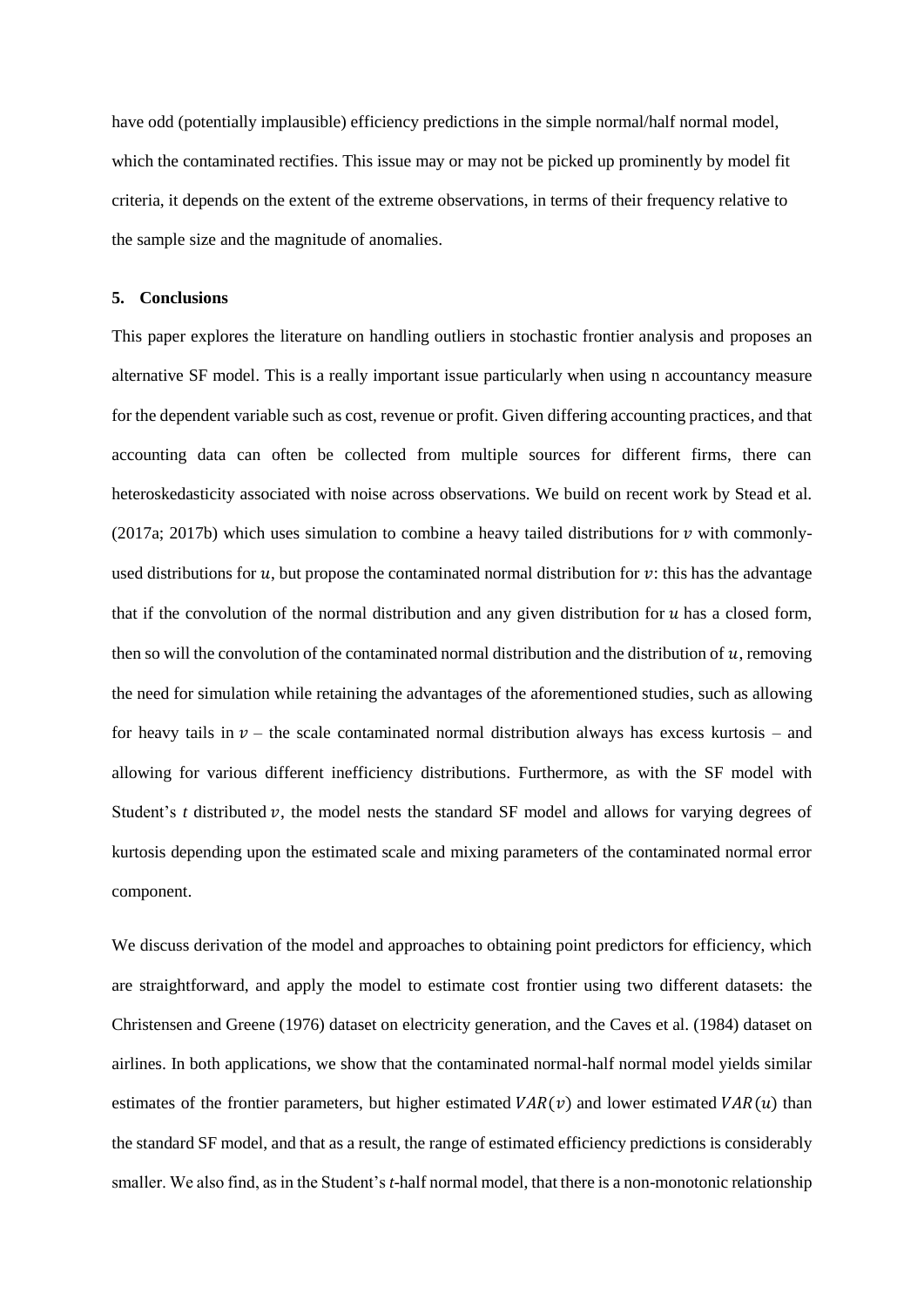have odd (potentially implausible) efficiency predictions in the simple normal/half normal model, which the contaminated rectifies. This issue may or may not be picked up prominently by model fit criteria, it depends on the extent of the extreme observations, in terms of their frequency relative to the sample size and the magnitude of anomalies.

## 5. Conclusions

This paper explores the literature on handling outliers in stochastic frontier analysis and proposes an alternative SF model. This is a really important issue particularly when using n accountancy measure for the dependent variable such as cost, revenue or profit. Given differing accounting practices, and that accounting data can often be collected from multiple sources for different firms, there can heteroskedasticity associated with noise across observations. We build on recent work by Stead et al. (2017a; 2017b) which uses simulation to combine a heavy tailed distributions for $v$ with commonly-used distributions for $u$, but propose the contaminated normal distribution for $v$: this has the advantage that if the convolution of the normal distribution and any given distribution for $u$ has a closed form, then so will the convolution of the contaminated normal distribution and the distribution of $u$, removing the need for simulation while retaining the advantages of the aforementioned studies, such as allowing for heavy tails in $v$ – the scale contaminated normal distribution always has excess kurtosis – and allowing for various different inefficiency distributions. Furthermore, as with the SF model with Student's *t* distributed $v$, the model nests the standard SF model and allows for varying degrees of kurtosis depending upon the estimated scale and mixing parameters of the contaminated normal error component.

We discuss derivation of the model and approaches to obtaining point predictors for efficiency, which are straightforward, and apply the model to estimate cost frontier using two different datasets: the Christensen and Greene (1976) dataset on electricity generation, and the Caves et al. (1984) dataset on airlines. In both applications, we show that the contaminated normal-half normal model yields similar estimates of the frontier parameters, but higher estimated $VAR(v)$ and lower estimated $VAR(u)$ than the standard SF model, and that as a result, the range of estimated efficiency predictions is considerably smaller. We also find, as in the Student's *t*-half normal model, that there is a non-monotonic relationship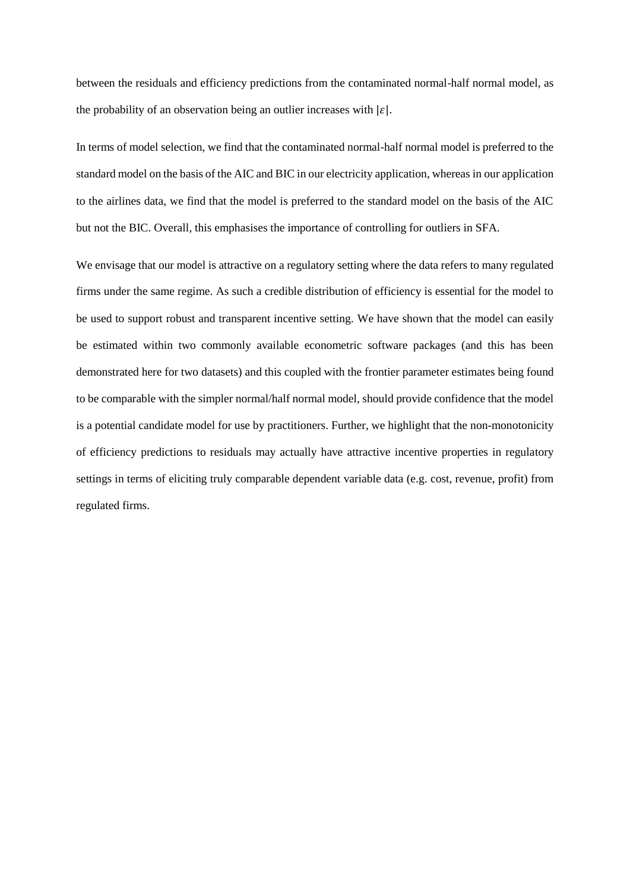between the residuals and efficiency predictions from the contaminated normal-half normal model, as the probability of an observation being an outlier increases with $|\varepsilon|$.

In terms of model selection, we find that the contaminated normal-half normal model is preferred to the standard model on the basis of the AIC and BIC in our electricity application, whereas in our application to the airlines data, we find that the model is preferred to the standard model on the basis of the AIC but not the BIC. Overall, this emphasises the importance of controlling for outliers in SFA.

We envisage that our model is attractive on a regulatory setting where the data refers to many regulated firms under the same regime. As such a credible distribution of efficiency is essential for the model to be used to support robust and transparent incentive setting. We have shown that the model can easily be estimated within two commonly available econometric software packages (and this has been demonstrated here for two datasets) and this coupled with the frontier parameter estimates being found to be comparable with the simpler normal/half normal model, should provide confidence that the model is a potential candidate model for use by practitioners. Further, we highlight that the non-monotonicity of efficiency predictions to residuals may actually have attractive incentive properties in regulatory settings in terms of eliciting truly comparable dependent variable data (e.g. cost, revenue, profit) from regulated firms.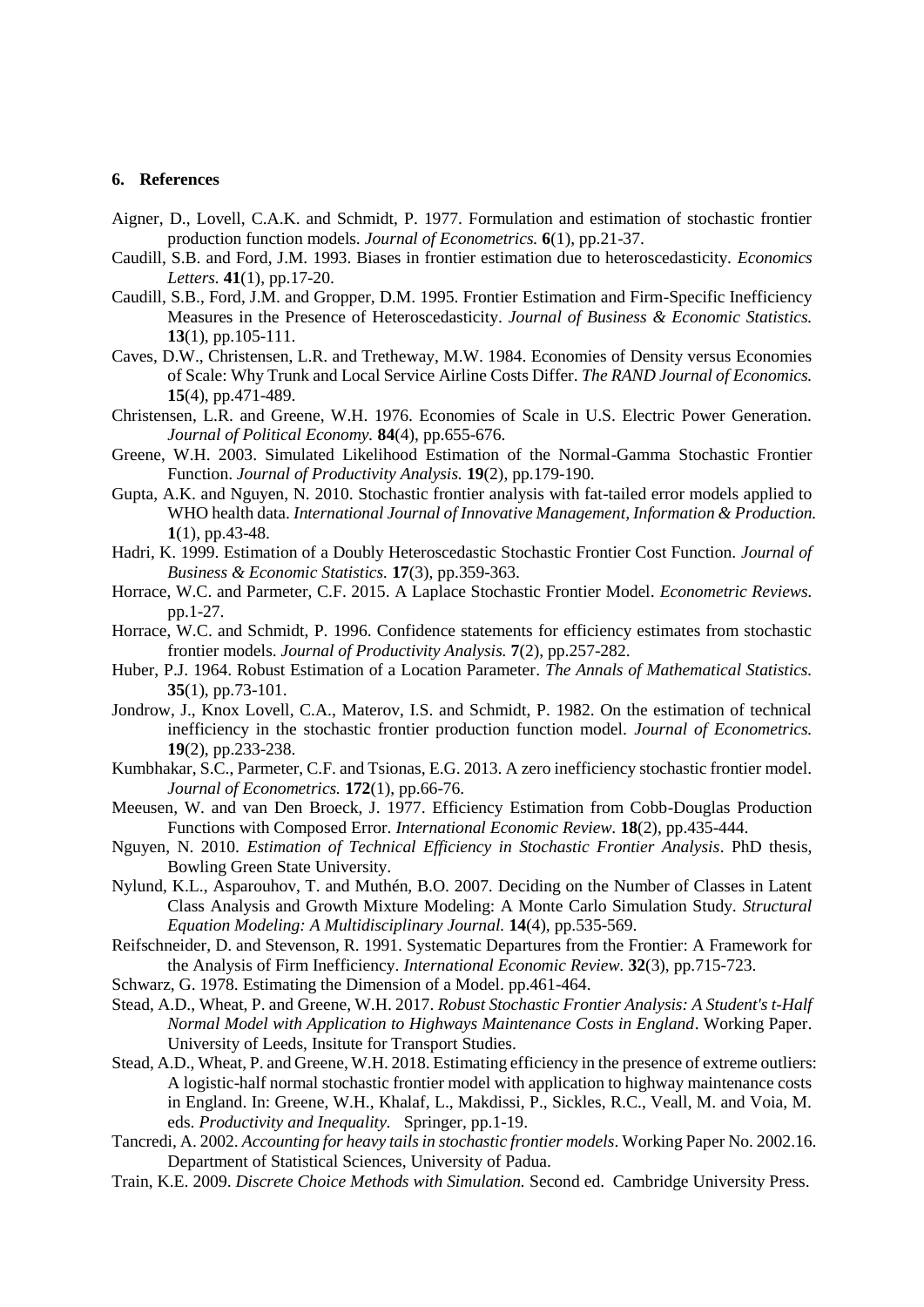## 6. References

Aigner, D., Lovell, C.A.K. and Schmidt, P. 1977. Formulation and estimation of stochastic frontier production function models. *Journal of Econometrics.* **6**(1), pp.21-37.

Caudill, S.B. and Ford, J.M. 1993. Biases in frontier estimation due to heteroscedasticity. *Economics Letters.* **41**(1), pp.17-20.

Caudill, S.B., Ford, J.M. and Gropper, D.M. 1995. Frontier Estimation and Firm-Specific Inefficiency Measures in the Presence of Heteroscedasticity. *Journal of Business & Economic Statistics.* **13**(1), pp.105-111.

Caves, D.W., Christensen, L.R. and Tretheway, M.W. 1984. Economies of Density versus Economies of Scale: Why Trunk and Local Service Airline Costs Differ. *The RAND Journal of Economics.* **15**(4), pp.471-489.

Christensen, L.R. and Greene, W.H. 1976. Economies of Scale in U.S. Electric Power Generation. *Journal of Political Economy.* **84**(4), pp.655-676.

Greene, W.H. 2003. Simulated Likelihood Estimation of the Normal-Gamma Stochastic Frontier Function. *Journal of Productivity Analysis.* **19**(2), pp.179-190.

Gupta, A.K. and Nguyen, N. 2010. Stochastic frontier analysis with fat-tailed error models applied to WHO health data. *International Journal of Innovative Management, Information & Production.* **1**(1), pp.43-48.

Hadri, K. 1999. Estimation of a Doubly Heteroscedastic Stochastic Frontier Cost Function. *Journal of Business & Economic Statistics.* **17**(3), pp.359-363.

Horrace, W.C. and Parmeter, C.F. 2015. A Laplace Stochastic Frontier Model. *Econometric Reviews.* pp.1-27.

Horrace, W.C. and Schmidt, P. 1996. Confidence statements for efficiency estimates from stochastic frontier models. *Journal of Productivity Analysis.* **7**(2), pp.257-282.

Huber, P.J. 1964. Robust Estimation of a Location Parameter. *The Annals of Mathematical Statistics.* **35**(1), pp.73-101.

Jondrow, J., Knox Lovell, C.A., Materov, I.S. and Schmidt, P. 1982. On the estimation of technical inefficiency in the stochastic frontier production function model. *Journal of Econometrics.* **19**(2), pp.233-238.

Kumbhakar, S.C., Parmeter, C.F. and Tsionas, E.G. 2013. A zero inefficiency stochastic frontier model. *Journal of Econometrics.* **172**(1), pp.66-76.

Meeusen, W. and van Den Broeck, J. 1977. Efficiency Estimation from Cobb-Douglas Production Functions with Composed Error. *International Economic Review.* **18**(2), pp.435-444.

Nguyen, N. 2010. *Estimation of Technical Efficiency in Stochastic Frontier Analysis*. PhD thesis, Bowling Green State University.

Nylund, K.L., Asparouhov, T. and Muthén, B.O. 2007. Deciding on the Number of Classes in Latent Class Analysis and Growth Mixture Modeling: A Monte Carlo Simulation Study. *Structural Equation Modeling: A Multidisciplinary Journal.* **14**(4), pp.535-569.

Reifschneider, D. and Stevenson, R. 1991. Systematic Departures from the Frontier: A Framework for the Analysis of Firm Inefficiency. *International Economic Review.* **32**(3), pp.715-723.

Schwarz, G. 1978. Estimating the Dimension of a Model. pp.461-464.

Stead, A.D., Wheat, P. and Greene, W.H. 2017. *Robust Stochastic Frontier Analysis: A Student's t-Half Normal Model with Application to Highways Maintenance Costs in England*. Working Paper. University of Leeds, Insitute for Transport Studies.

Stead, A.D., Wheat, P. and Greene, W.H. 2018. Estimating efficiency in the presence of extreme outliers: A logistic-half normal stochastic frontier model with application to highway maintenance costs in England. In: Greene, W.H., Khalaf, L., Makdissi, P., Sickles, R.C., Veall, M. and Voia, M. eds. *Productivity and Inequality.* Springer, pp.1-19.

Tancredi, A. 2002. *Accounting for heavy tails in stochastic frontier models*. Working Paper No. 2002.16. Department of Statistical Sciences, University of Padua.

Train, K.E. 2009. *Discrete Choice Methods with Simulation.* Second ed. Cambridge University Press.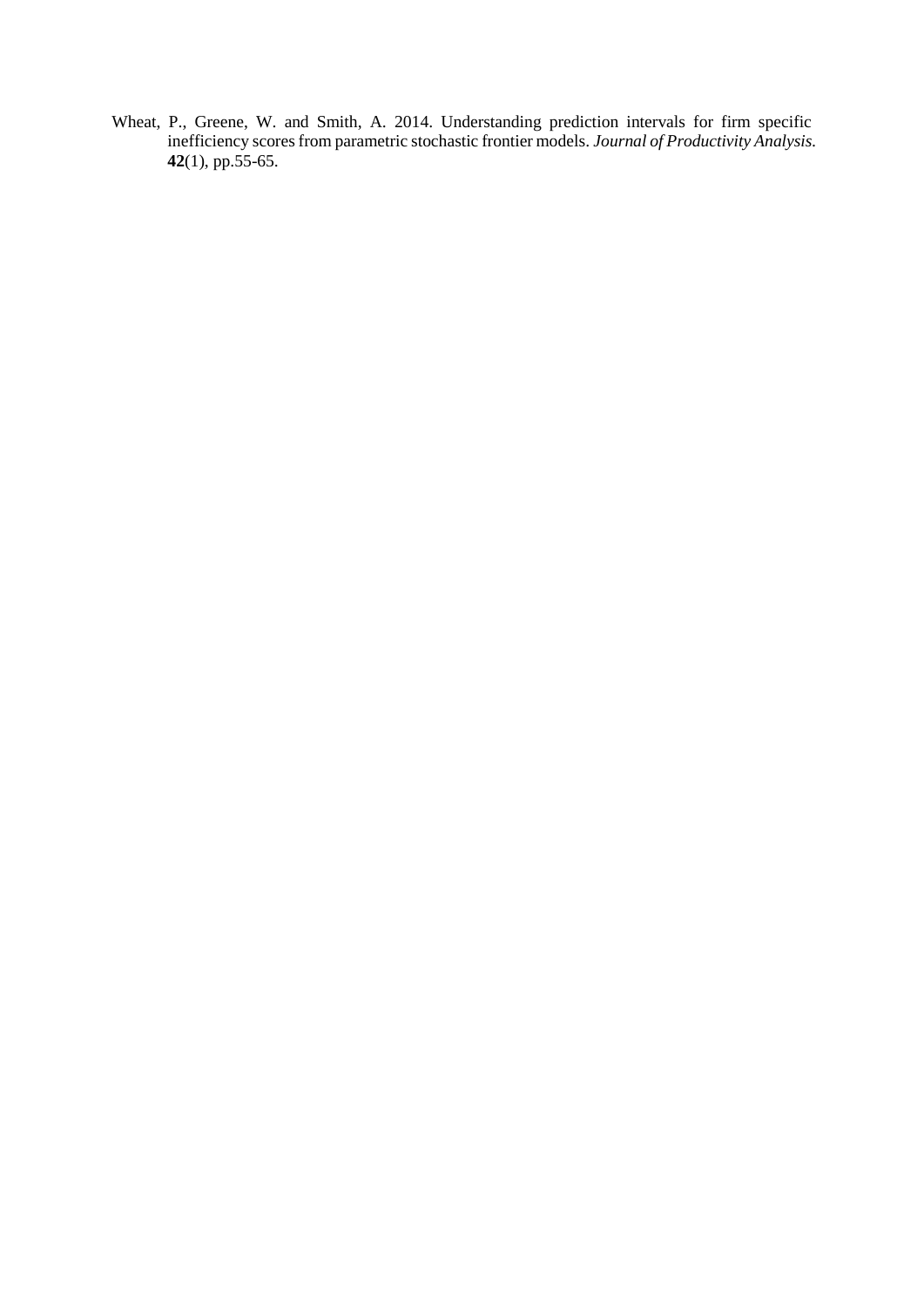Wheat, P., Greene, W. and Smith, A. 2014. Understanding prediction intervals for firm specific inefficiency scores from parametric stochastic frontier models. *Journal of Productivity Analysis.* **42**(1), pp.55-65.